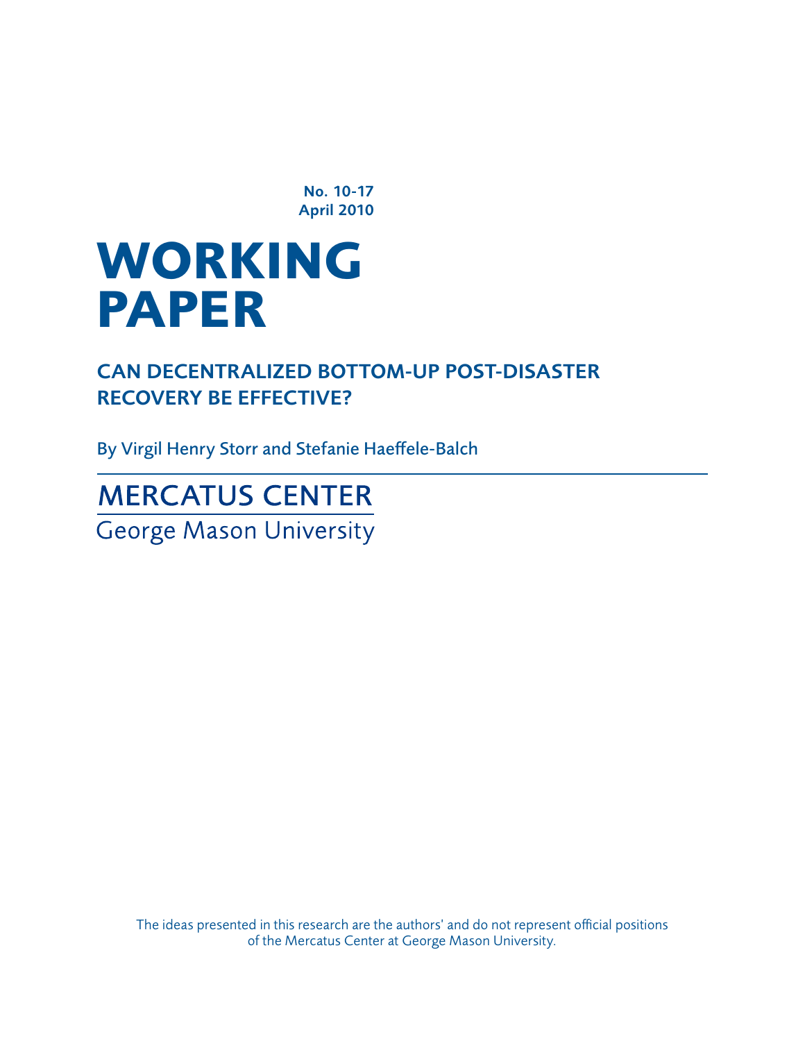No. 10-17
April 2010

# WORKING PAPER

## CAN DECENTRALIZED BOTTOM-UP POST-DISASTER RECOVERY BE EFFECTIVE?

By Virgil Henry Storr and Stefanie Haeffele-Balch

MERCATUS CENTER
George Mason University

The ideas presented in this research are the authors' and do not represent official positions of the Mercatus Center at George Mason University.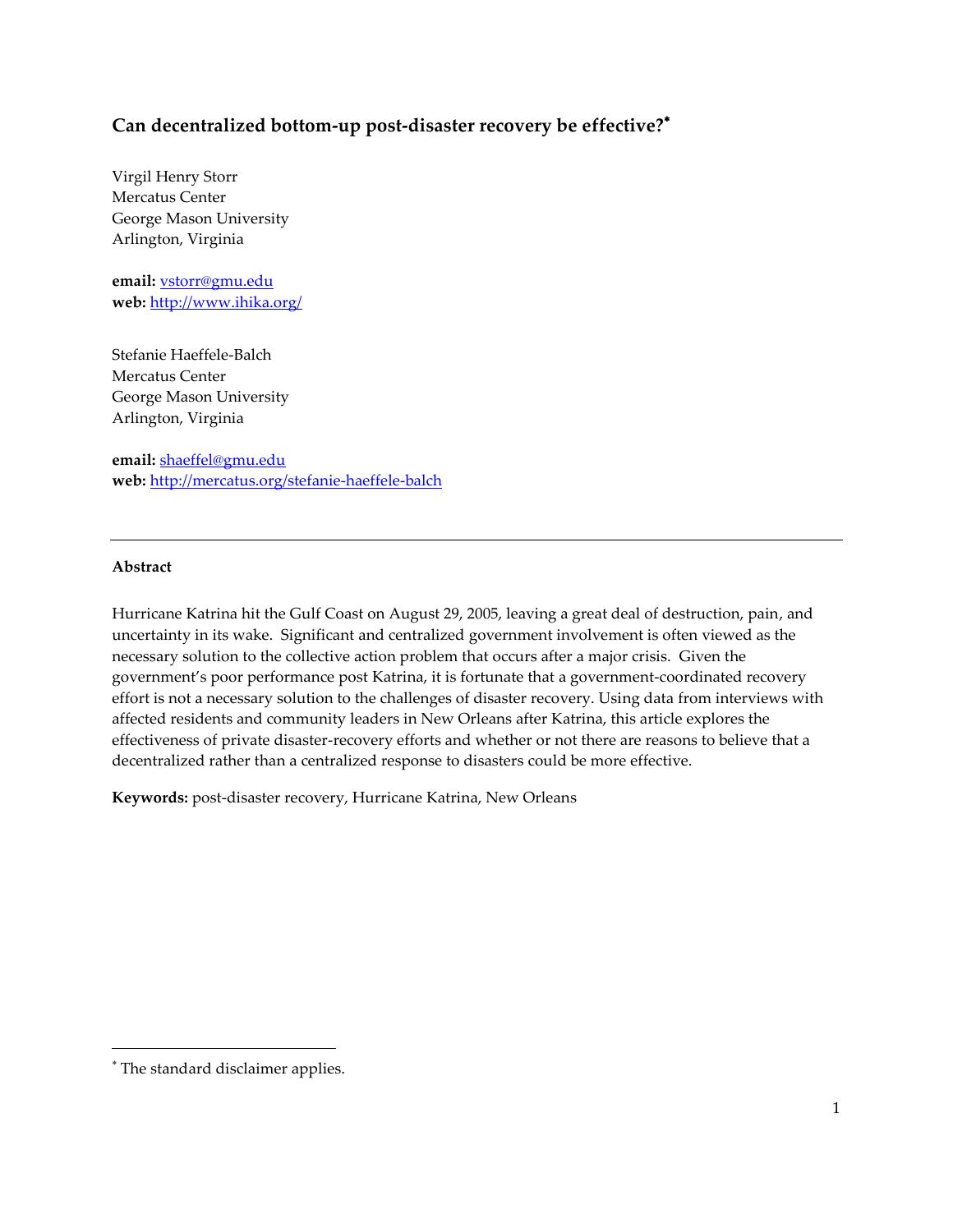## Can decentralized bottom-up post-disaster recovery be effective?*

Virgil Henry Storr
Mercatus Center
George Mason University
Arlington, Virginia

**email:** vstorr@gmu.edu
**web:** http://www.ihika.org/

Stefanie Haeffele-Balch
Mercatus Center
George Mason University
Arlington, Virginia

**email:** shaeffel@gmu.edu
**web:** http://mercatus.org/stefanie-haeffele-balch

---

**Abstract**

Hurricane Katrina hit the Gulf Coast on August 29, 2005, leaving a great deal of destruction, pain, and uncertainty in its wake. Significant and centralized government involvement is often viewed as the necessary solution to the collective action problem that occurs after a major crisis. Given the government's poor performance post Katrina, it is fortunate that a government-coordinated recovery effort is not a necessary solution to the challenges of disaster recovery. Using data from interviews with affected residents and community leaders in New Orleans after Katrina, this article explores the effectiveness of private disaster-recovery efforts and whether or not there are reasons to believe that a decentralized rather than a centralized response to disasters could be more effective.

**Keywords:** post-disaster recovery, Hurricane Katrina, New Orleans

---

* The standard disclaimer applies.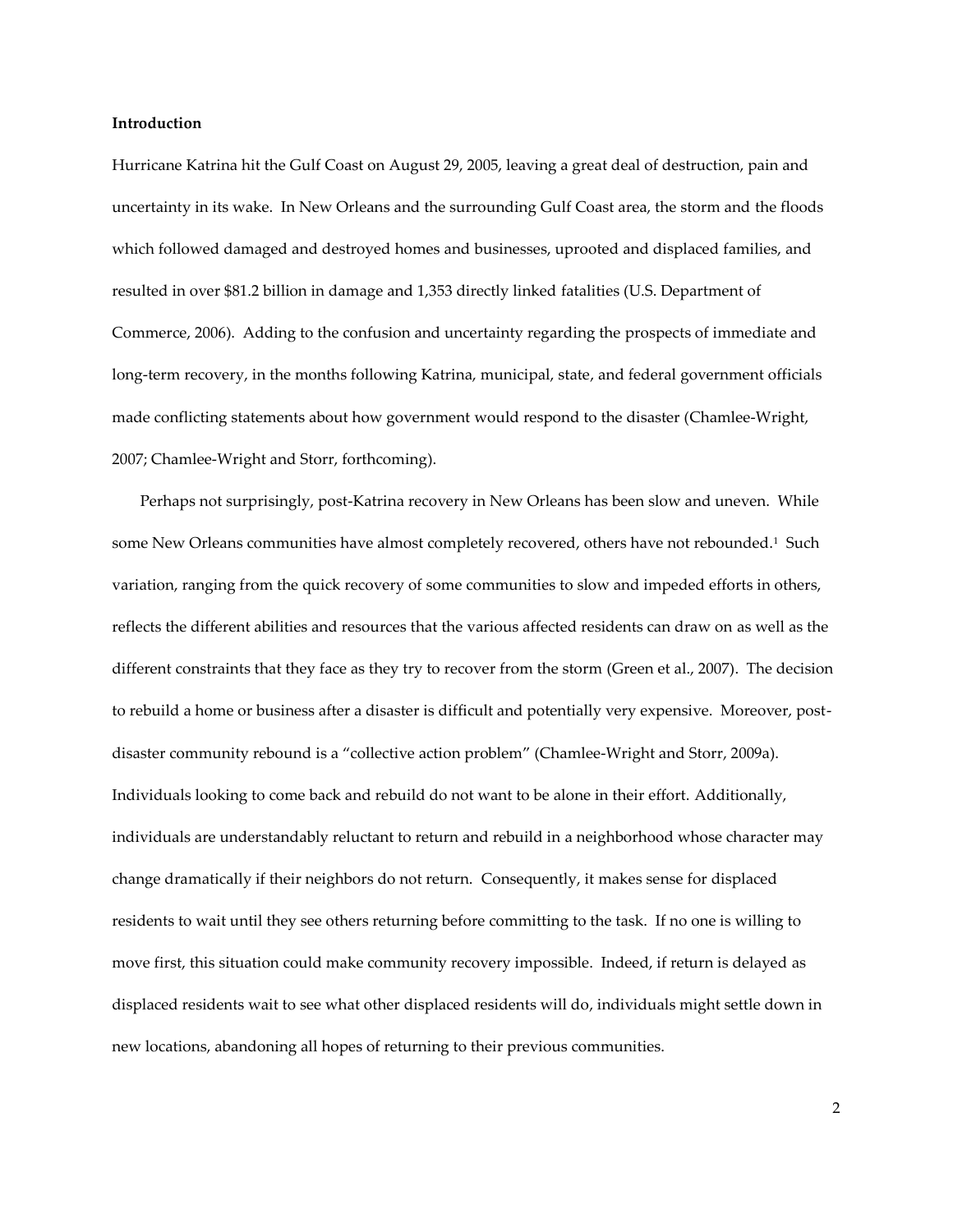**Introduction**

Hurricane Katrina hit the Gulf Coast on August 29, 2005, leaving a great deal of destruction, pain and uncertainty in its wake. In New Orleans and the surrounding Gulf Coast area, the storm and the floods which followed damaged and destroyed homes and businesses, uprooted and displaced families, and resulted in over $81.2 billion in damage and 1,353 directly linked fatalities (U.S. Department of Commerce, 2006). Adding to the confusion and uncertainty regarding the prospects of immediate and long-term recovery, in the months following Katrina, municipal, state, and federal government officials made conflicting statements about how government would respond to the disaster (Chamlee-Wright, 2007; Chamlee-Wright and Storr, forthcoming).

Perhaps not surprisingly, post-Katrina recovery in New Orleans has been slow and uneven. While some New Orleans communities have almost completely recovered, others have not rebounded.[1] Such variation, ranging from the quick recovery of some communities to slow and impeded efforts in others, reflects the different abilities and resources that the various affected residents can draw on as well as the different constraints that they face as they try to recover from the storm (Green et al., 2007). The decision to rebuild a home or business after a disaster is difficult and potentially very expensive. Moreover, post-disaster community rebound is a "collective action problem" (Chamlee-Wright and Storr, 2009a). Individuals looking to come back and rebuild do not want to be alone in their effort. Additionally, individuals are understandably reluctant to return and rebuild in a neighborhood whose character may change dramatically if their neighbors do not return. Consequently, it makes sense for displaced residents to wait until they see others returning before committing to the task. If no one is willing to move first, this situation could make community recovery impossible. Indeed, if return is delayed as displaced residents wait to see what other displaced residents will do, individuals might settle down in new locations, abandoning all hopes of returning to their previous communities.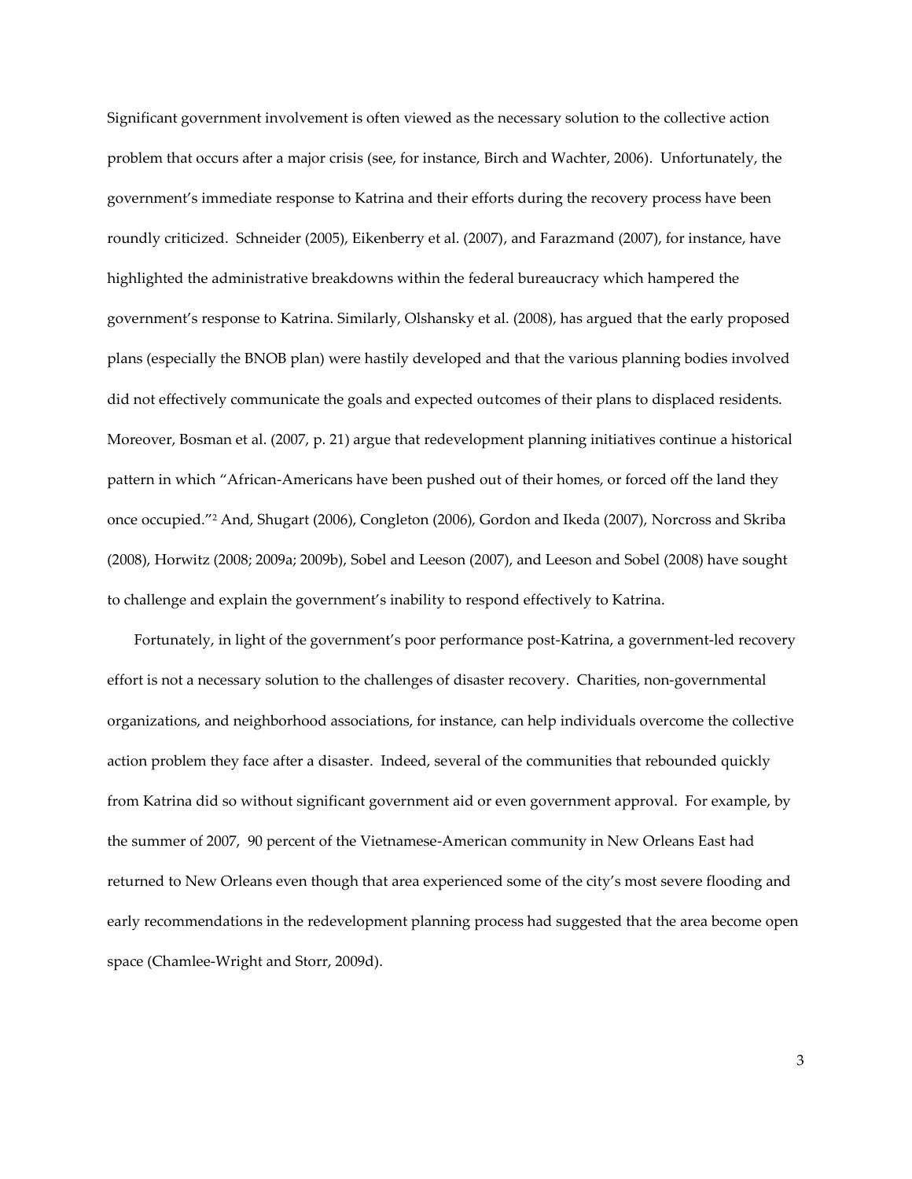Significant government involvement is often viewed as the necessary solution to the collective action problem that occurs after a major crisis (see, for instance, Birch and Wachter, 2006). Unfortunately, the government's immediate response to Katrina and their efforts during the recovery process have been roundly criticized. Schneider (2005), Eikenberry et al. (2007), and Farazmand (2007), for instance, have highlighted the administrative breakdowns within the federal bureaucracy which hampered the government's response to Katrina. Similarly, Olshansky et al. (2008), has argued that the early proposed plans (especially the BNOB plan) were hastily developed and that the various planning bodies involved did not effectively communicate the goals and expected outcomes of their plans to displaced residents. Moreover, Bosman et al. (2007, p. 21) argue that redevelopment planning initiatives continue a historical pattern in which "African-Americans have been pushed out of their homes, or forced off the land they once occupied."[2] And, Shugart (2006), Congleton (2006), Gordon and Ikeda (2007), Norcross and Skriba (2008), Horwitz (2008; 2009a; 2009b), Sobel and Leeson (2007), and Leeson and Sobel (2008) have sought to challenge and explain the government's inability to respond effectively to Katrina.

Fortunately, in light of the government's poor performance post-Katrina, a government-led recovery effort is not a necessary solution to the challenges of disaster recovery. Charities, non-governmental organizations, and neighborhood associations, for instance, can help individuals overcome the collective action problem they face after a disaster. Indeed, several of the communities that rebounded quickly from Katrina did so without significant government aid or even government approval. For example, by the summer of 2007, 90 percent of the Vietnamese-American community in New Orleans East had returned to New Orleans even though that area experienced some of the city's most severe flooding and early recommendations in the redevelopment planning process had suggested that the area become open space (Chamlee-Wright and Storr, 2009d).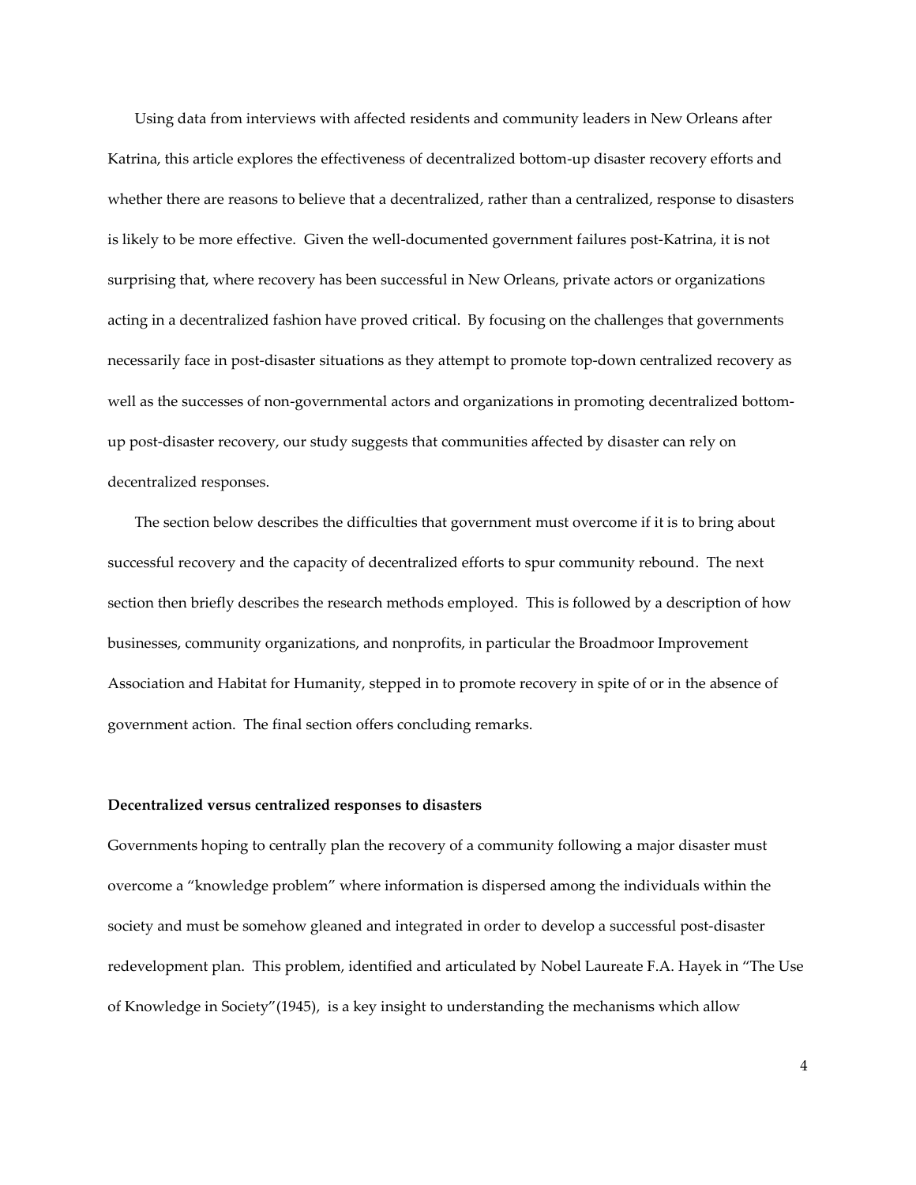Using data from interviews with affected residents and community leaders in New Orleans after Katrina, this article explores the effectiveness of decentralized bottom-up disaster recovery efforts and whether there are reasons to believe that a decentralized, rather than a centralized, response to disasters is likely to be more effective. Given the well-documented government failures post-Katrina, it is not surprising that, where recovery has been successful in New Orleans, private actors or organizations acting in a decentralized fashion have proved critical. By focusing on the challenges that governments necessarily face in post-disaster situations as they attempt to promote top-down centralized recovery as well as the successes of non-governmental actors and organizations in promoting decentralized bottom-up post-disaster recovery, our study suggests that communities affected by disaster can rely on decentralized responses.

The section below describes the difficulties that government must overcome if it is to bring about successful recovery and the capacity of decentralized efforts to spur community rebound. The next section then briefly describes the research methods employed. This is followed by a description of how businesses, community organizations, and nonprofits, in particular the Broadmoor Improvement Association and Habitat for Humanity, stepped in to promote recovery in spite of or in the absence of government action. The final section offers concluding remarks.

**Decentralized versus centralized responses to disasters**

Governments hoping to centrally plan the recovery of a community following a major disaster must overcome a "knowledge problem" where information is dispersed among the individuals within the society and must be somehow gleaned and integrated in order to develop a successful post-disaster redevelopment plan. This problem, identified and articulated by Nobel Laureate F.A. Hayek in "The Use of Knowledge in Society"(1945), is a key insight to understanding the mechanisms which allow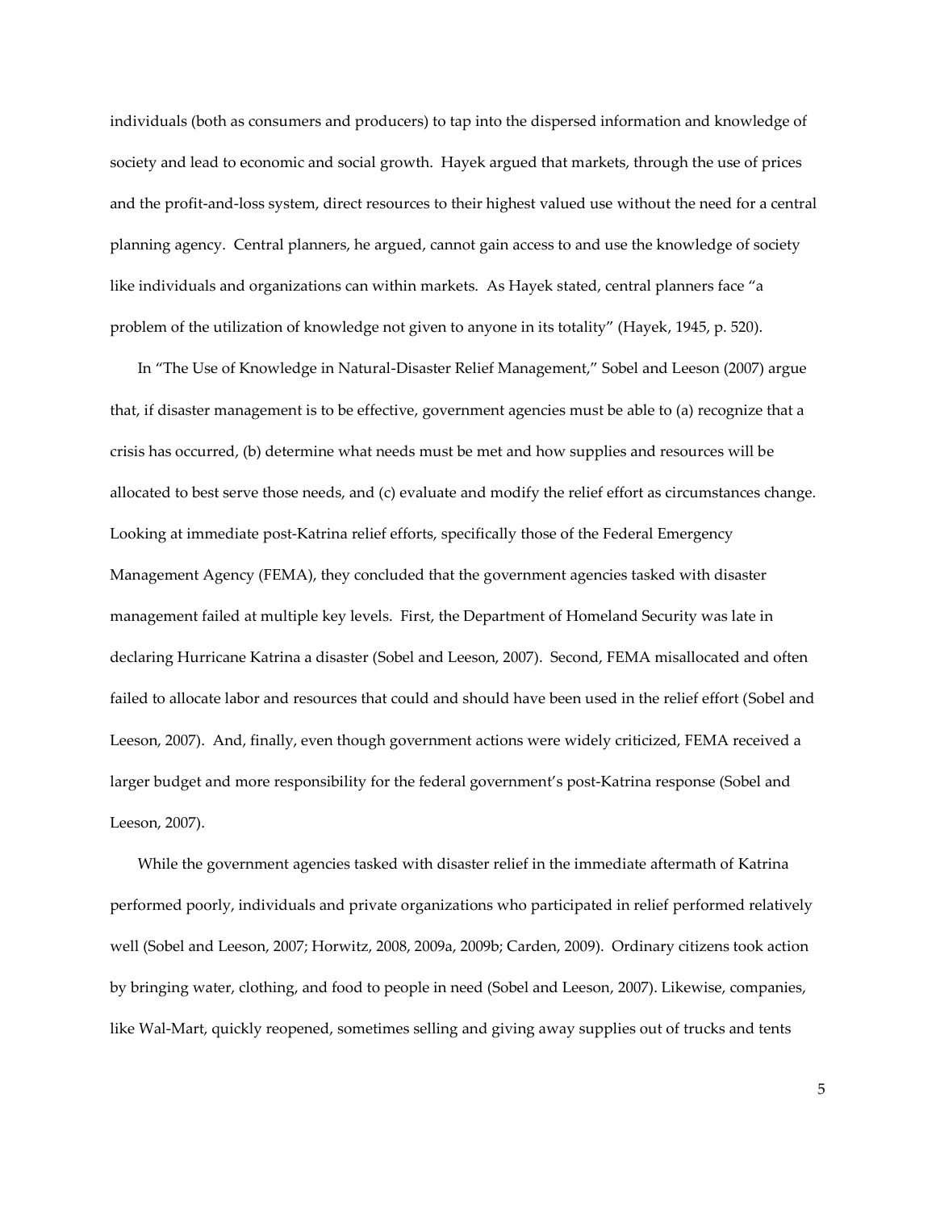individuals (both as consumers and producers) to tap into the dispersed information and knowledge of society and lead to economic and social growth. Hayek argued that markets, through the use of prices and the profit-and-loss system, direct resources to their highest valued use without the need for a central planning agency. Central planners, he argued, cannot gain access to and use the knowledge of society like individuals and organizations can within markets. As Hayek stated, central planners face "a problem of the utilization of knowledge not given to anyone in its totality" (Hayek, 1945, p. 520).

In "The Use of Knowledge in Natural-Disaster Relief Management," Sobel and Leeson (2007) argue that, if disaster management is to be effective, government agencies must be able to (a) recognize that a crisis has occurred, (b) determine what needs must be met and how supplies and resources will be allocated to best serve those needs, and (c) evaluate and modify the relief effort as circumstances change. Looking at immediate post-Katrina relief efforts, specifically those of the Federal Emergency Management Agency (FEMA), they concluded that the government agencies tasked with disaster management failed at multiple key levels. First, the Department of Homeland Security was late in declaring Hurricane Katrina a disaster (Sobel and Leeson, 2007). Second, FEMA misallocated and often failed to allocate labor and resources that could and should have been used in the relief effort (Sobel and Leeson, 2007). And, finally, even though government actions were widely criticized, FEMA received a larger budget and more responsibility for the federal government's post-Katrina response (Sobel and Leeson, 2007).

While the government agencies tasked with disaster relief in the immediate aftermath of Katrina performed poorly, individuals and private organizations who participated in relief performed relatively well (Sobel and Leeson, 2007; Horwitz, 2008, 2009a, 2009b; Carden, 2009). Ordinary citizens took action by bringing water, clothing, and food to people in need (Sobel and Leeson, 2007). Likewise, companies, like Wal-Mart, quickly reopened, sometimes selling and giving away supplies out of trucks and tents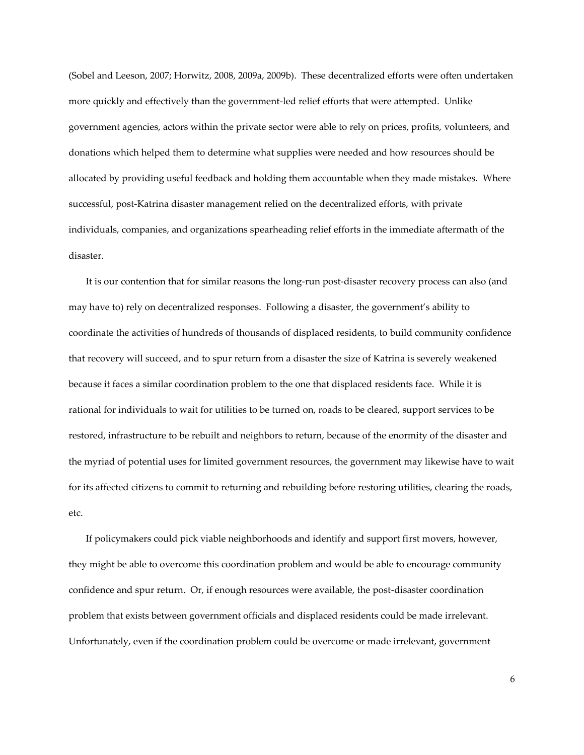(Sobel and Leeson, 2007; Horwitz, 2008, 2009a, 2009b). These decentralized efforts were often undertaken more quickly and effectively than the government-led relief efforts that were attempted. Unlike government agencies, actors within the private sector were able to rely on prices, profits, volunteers, and donations which helped them to determine what supplies were needed and how resources should be allocated by providing useful feedback and holding them accountable when they made mistakes. Where successful, post-Katrina disaster management relied on the decentralized efforts, with private individuals, companies, and organizations spearheading relief efforts in the immediate aftermath of the disaster.

It is our contention that for similar reasons the long-run post-disaster recovery process can also (and may have to) rely on decentralized responses. Following a disaster, the government's ability to coordinate the activities of hundreds of thousands of displaced residents, to build community confidence that recovery will succeed, and to spur return from a disaster the size of Katrina is severely weakened because it faces a similar coordination problem to the one that displaced residents face. While it is rational for individuals to wait for utilities to be turned on, roads to be cleared, support services to be restored, infrastructure to be rebuilt and neighbors to return, because of the enormity of the disaster and the myriad of potential uses for limited government resources, the government may likewise have to wait for its affected citizens to commit to returning and rebuilding before restoring utilities, clearing the roads, etc.

If policymakers could pick viable neighborhoods and identify and support first movers, however, they might be able to overcome this coordination problem and would be able to encourage community confidence and spur return. Or, if enough resources were available, the post-disaster coordination problem that exists between government officials and displaced residents could be made irrelevant. Unfortunately, even if the coordination problem could be overcome or made irrelevant, government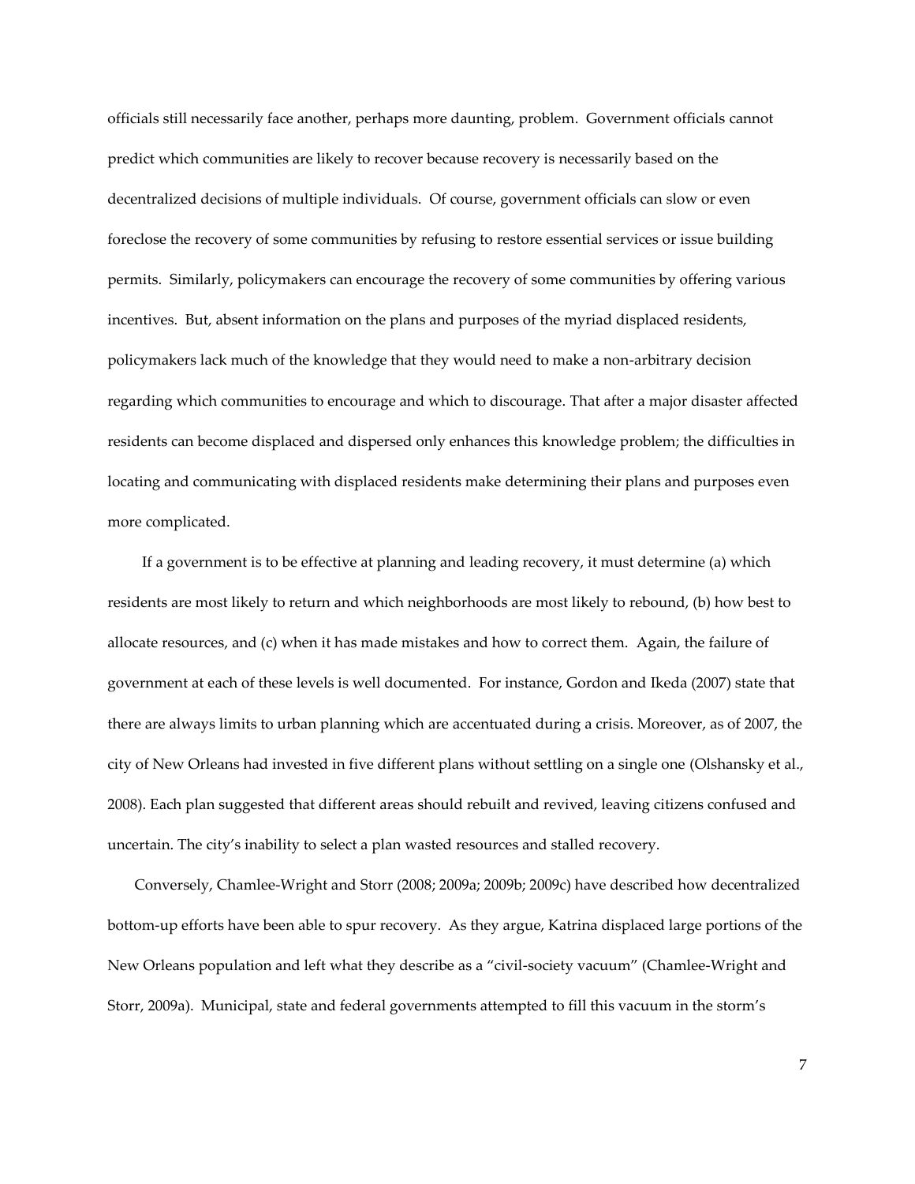officials still necessarily face another, perhaps more daunting, problem. Government officials cannot predict which communities are likely to recover because recovery is necessarily based on the decentralized decisions of multiple individuals. Of course, government officials can slow or even foreclose the recovery of some communities by refusing to restore essential services or issue building permits. Similarly, policymakers can encourage the recovery of some communities by offering various incentives. But, absent information on the plans and purposes of the myriad displaced residents, policymakers lack much of the knowledge that they would need to make a non-arbitrary decision regarding which communities to encourage and which to discourage. That after a major disaster affected residents can become displaced and dispersed only enhances this knowledge problem; the difficulties in locating and communicating with displaced residents make determining their plans and purposes even more complicated.

If a government is to be effective at planning and leading recovery, it must determine (a) which residents are most likely to return and which neighborhoods are most likely to rebound, (b) how best to allocate resources, and (c) when it has made mistakes and how to correct them. Again, the failure of government at each of these levels is well documented. For instance, Gordon and Ikeda (2007) state that there are always limits to urban planning which are accentuated during a crisis. Moreover, as of 2007, the city of New Orleans had invested in five different plans without settling on a single one (Olshansky et al., 2008). Each plan suggested that different areas should rebuilt and revived, leaving citizens confused and uncertain. The city's inability to select a plan wasted resources and stalled recovery.

Conversely, Chamlee-Wright and Storr (2008; 2009a; 2009b; 2009c) have described how decentralized bottom-up efforts have been able to spur recovery. As they argue, Katrina displaced large portions of the New Orleans population and left what they describe as a "civil-society vacuum" (Chamlee-Wright and Storr, 2009a). Municipal, state and federal governments attempted to fill this vacuum in the storm's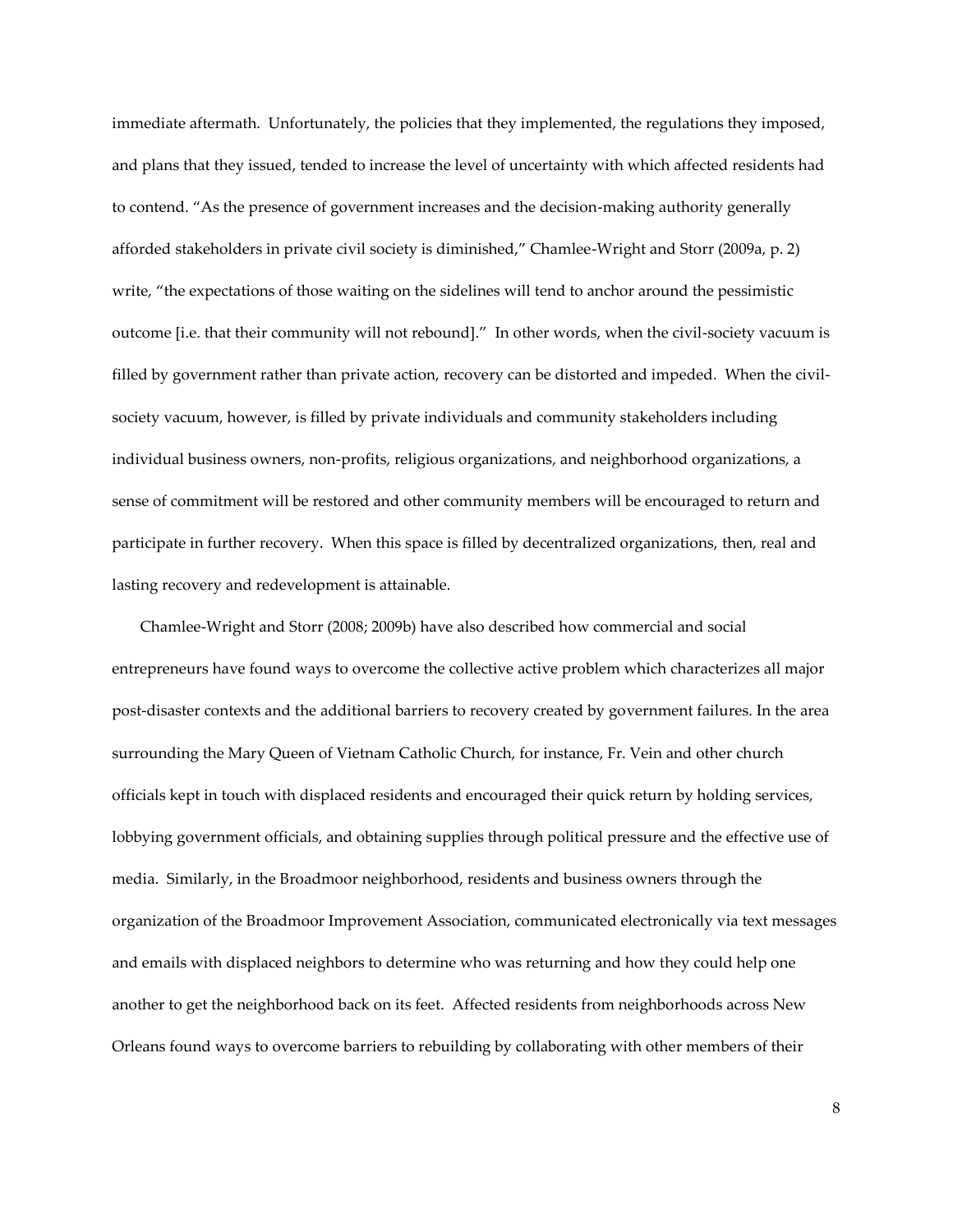immediate aftermath. Unfortunately, the policies that they implemented, the regulations they imposed, and plans that they issued, tended to increase the level of uncertainty with which affected residents had to contend. "As the presence of government increases and the decision-making authority generally afforded stakeholders in private civil society is diminished," Chamlee-Wright and Storr (2009a, p. 2) write, "the expectations of those waiting on the sidelines will tend to anchor around the pessimistic outcome [i.e. that their community will not rebound]." In other words, when the civil-society vacuum is filled by government rather than private action, recovery can be distorted and impeded. When the civil-society vacuum, however, is filled by private individuals and community stakeholders including individual business owners, non-profits, religious organizations, and neighborhood organizations, a sense of commitment will be restored and other community members will be encouraged to return and participate in further recovery. When this space is filled by decentralized organizations, then, real and lasting recovery and redevelopment is attainable.

Chamlee-Wright and Storr (2008; 2009b) have also described how commercial and social entrepreneurs have found ways to overcome the collective active problem which characterizes all major post-disaster contexts and the additional barriers to recovery created by government failures. In the area surrounding the Mary Queen of Vietnam Catholic Church, for instance, Fr. Vein and other church officials kept in touch with displaced residents and encouraged their quick return by holding services, lobbying government officials, and obtaining supplies through political pressure and the effective use of media. Similarly, in the Broadmoor neighborhood, residents and business owners through the organization of the Broadmoor Improvement Association, communicated electronically via text messages and emails with displaced neighbors to determine who was returning and how they could help one another to get the neighborhood back on its feet. Affected residents from neighborhoods across New Orleans found ways to overcome barriers to rebuilding by collaborating with other members of their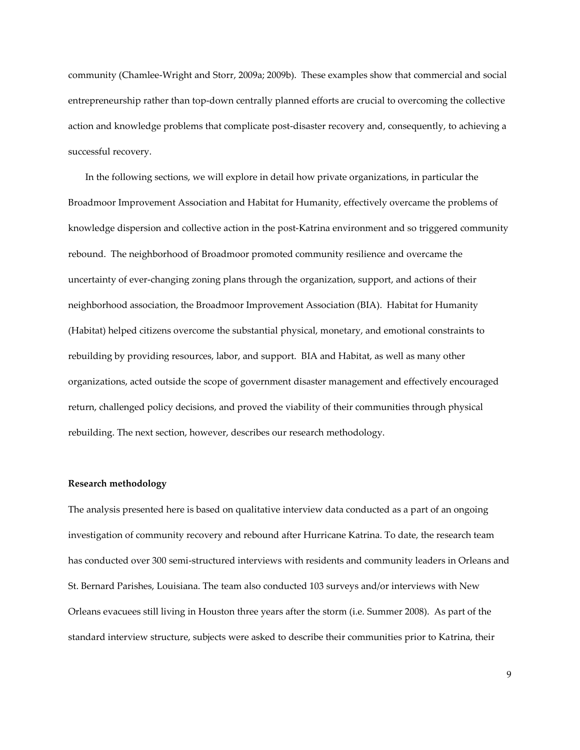community (Chamlee-Wright and Storr, 2009a; 2009b). These examples show that commercial and social entrepreneurship rather than top-down centrally planned efforts are crucial to overcoming the collective action and knowledge problems that complicate post-disaster recovery and, consequently, to achieving a successful recovery.

In the following sections, we will explore in detail how private organizations, in particular the Broadmoor Improvement Association and Habitat for Humanity, effectively overcame the problems of knowledge dispersion and collective action in the post-Katrina environment and so triggered community rebound. The neighborhood of Broadmoor promoted community resilience and overcame the uncertainty of ever-changing zoning plans through the organization, support, and actions of their neighborhood association, the Broadmoor Improvement Association (BIA). Habitat for Humanity (Habitat) helped citizens overcome the substantial physical, monetary, and emotional constraints to rebuilding by providing resources, labor, and support. BIA and Habitat, as well as many other organizations, acted outside the scope of government disaster management and effectively encouraged return, challenged policy decisions, and proved the viability of their communities through physical rebuilding. The next section, however, describes our research methodology.

**Research methodology**

The analysis presented here is based on qualitative interview data conducted as a part of an ongoing investigation of community recovery and rebound after Hurricane Katrina. To date, the research team has conducted over 300 semi-structured interviews with residents and community leaders in Orleans and St. Bernard Parishes, Louisiana. The team also conducted 103 surveys and/or interviews with New Orleans evacuees still living in Houston three years after the storm (i.e. Summer 2008). As part of the standard interview structure, subjects were asked to describe their communities prior to Katrina, their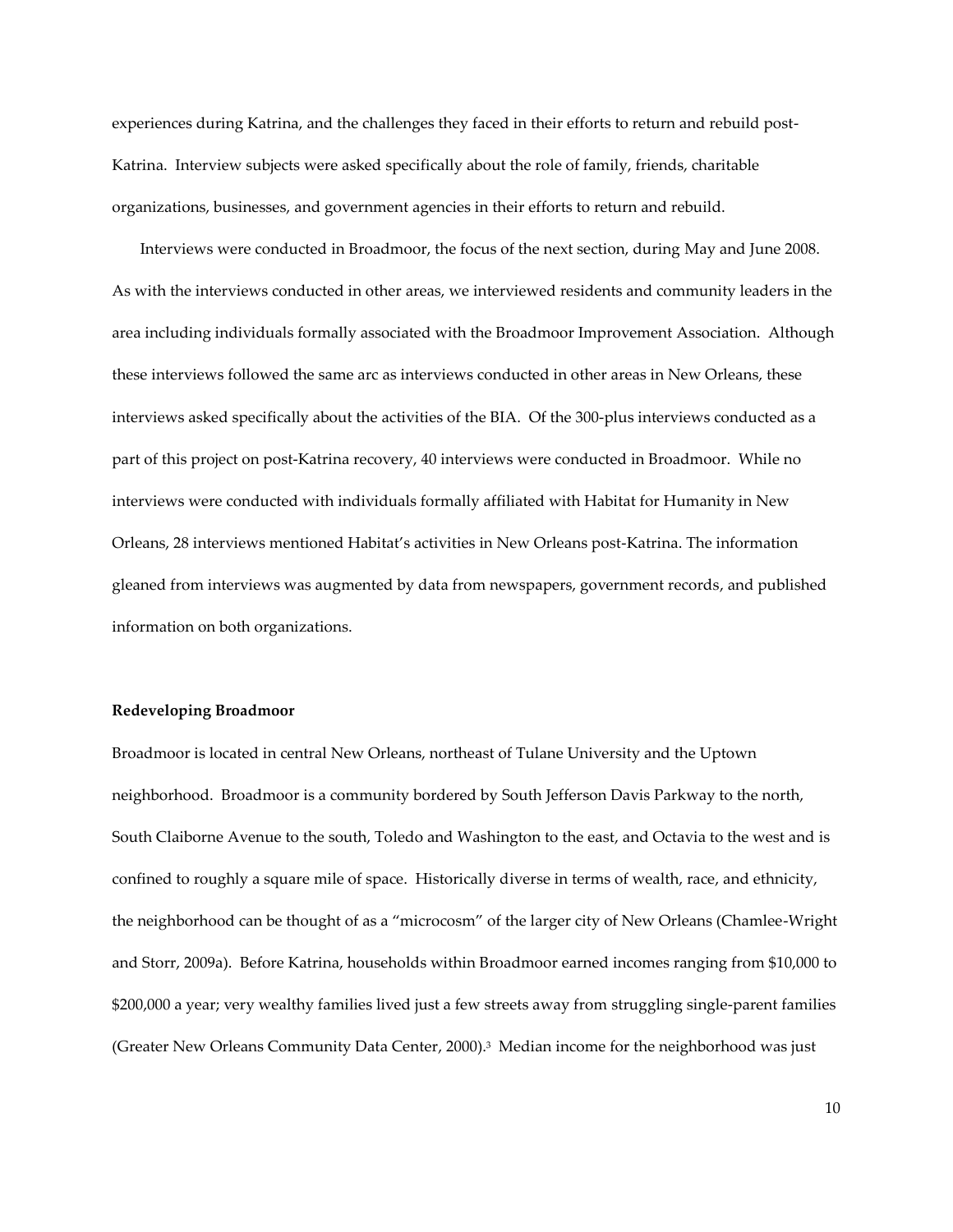experiences during Katrina, and the challenges they faced in their efforts to return and rebuild post-Katrina. Interview subjects were asked specifically about the role of family, friends, charitable organizations, businesses, and government agencies in their efforts to return and rebuild.

Interviews were conducted in Broadmoor, the focus of the next section, during May and June 2008. As with the interviews conducted in other areas, we interviewed residents and community leaders in the area including individuals formally associated with the Broadmoor Improvement Association. Although these interviews followed the same arc as interviews conducted in other areas in New Orleans, these interviews asked specifically about the activities of the BIA. Of the 300-plus interviews conducted as a part of this project on post-Katrina recovery, 40 interviews were conducted in Broadmoor. While no interviews were conducted with individuals formally affiliated with Habitat for Humanity in New Orleans, 28 interviews mentioned Habitat's activities in New Orleans post-Katrina. The information gleaned from interviews was augmented by data from newspapers, government records, and published information on both organizations.

**Redeveloping Broadmoor**

Broadmoor is located in central New Orleans, northeast of Tulane University and the Uptown neighborhood. Broadmoor is a community bordered by South Jefferson Davis Parkway to the north, South Claiborne Avenue to the south, Toledo and Washington to the east, and Octavia to the west and is confined to roughly a square mile of space. Historically diverse in terms of wealth, race, and ethnicity, the neighborhood can be thought of as a "microcosm" of the larger city of New Orleans (Chamlee-Wright and Storr, 2009a). Before Katrina, households within Broadmoor earned incomes ranging from $10,000 to $200,000 a year; very wealthy families lived just a few streets away from struggling single-parent families (Greater New Orleans Community Data Center, 2000).[3] Median income for the neighborhood was just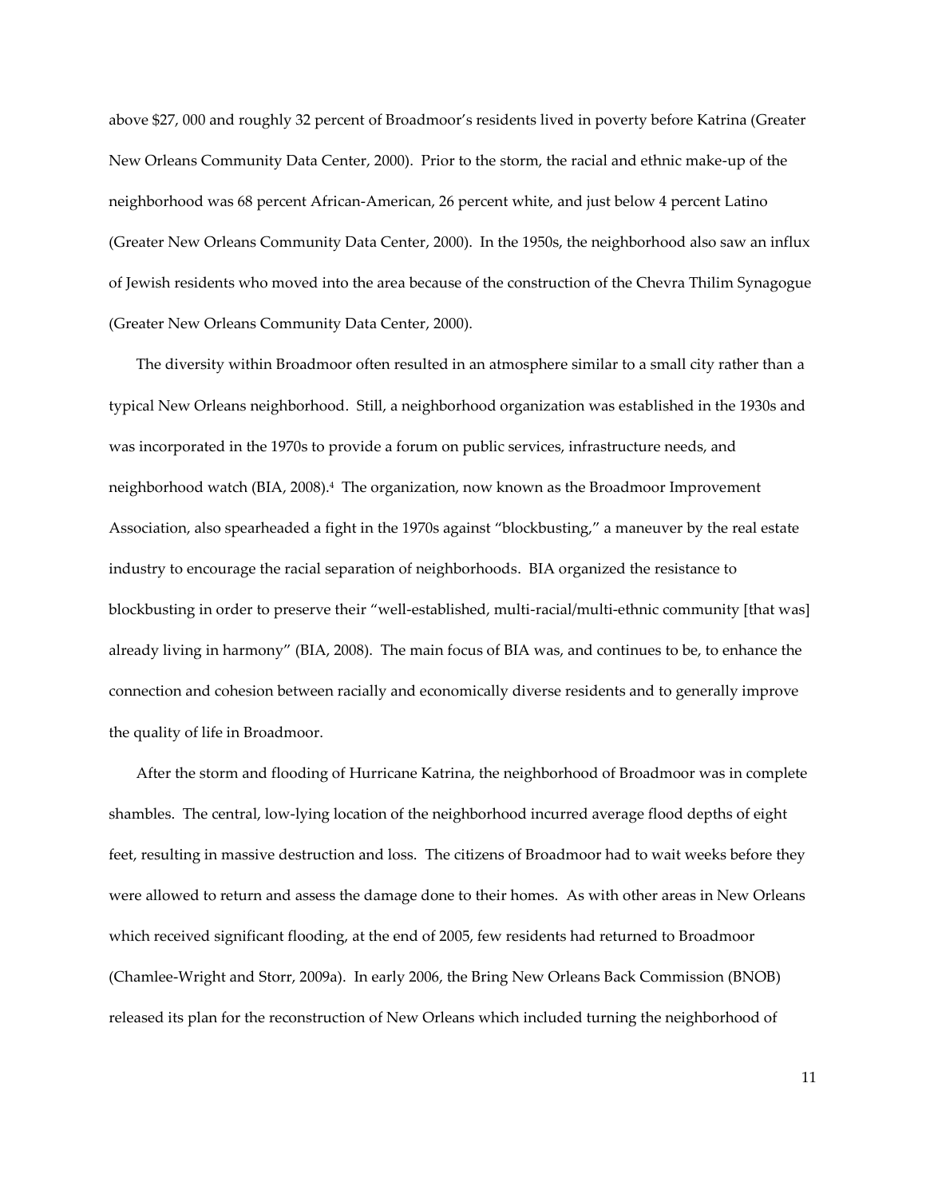above $27, 000 and roughly 32 percent of Broadmoor's residents lived in poverty before Katrina (Greater New Orleans Community Data Center, 2000). Prior to the storm, the racial and ethnic make-up of the neighborhood was 68 percent African-American, 26 percent white, and just below 4 percent Latino (Greater New Orleans Community Data Center, 2000). In the 1950s, the neighborhood also saw an influx of Jewish residents who moved into the area because of the construction of the Chevra Thilim Synagogue (Greater New Orleans Community Data Center, 2000).

The diversity within Broadmoor often resulted in an atmosphere similar to a small city rather than a typical New Orleans neighborhood. Still, a neighborhood organization was established in the 1930s and was incorporated in the 1970s to provide a forum on public services, infrastructure needs, and neighborhood watch (BIA, 2008).[4] The organization, now known as the Broadmoor Improvement Association, also spearheaded a fight in the 1970s against "blockbusting," a maneuver by the real estate industry to encourage the racial separation of neighborhoods. BIA organized the resistance to blockbusting in order to preserve their "well-established, multi-racial/multi-ethnic community [that was] already living in harmony" (BIA, 2008). The main focus of BIA was, and continues to be, to enhance the connection and cohesion between racially and economically diverse residents and to generally improve the quality of life in Broadmoor.

After the storm and flooding of Hurricane Katrina, the neighborhood of Broadmoor was in complete shambles. The central, low-lying location of the neighborhood incurred average flood depths of eight feet, resulting in massive destruction and loss. The citizens of Broadmoor had to wait weeks before they were allowed to return and assess the damage done to their homes. As with other areas in New Orleans which received significant flooding, at the end of 2005, few residents had returned to Broadmoor (Chamlee-Wright and Storr, 2009a). In early 2006, the Bring New Orleans Back Commission (BNOB) released its plan for the reconstruction of New Orleans which included turning the neighborhood of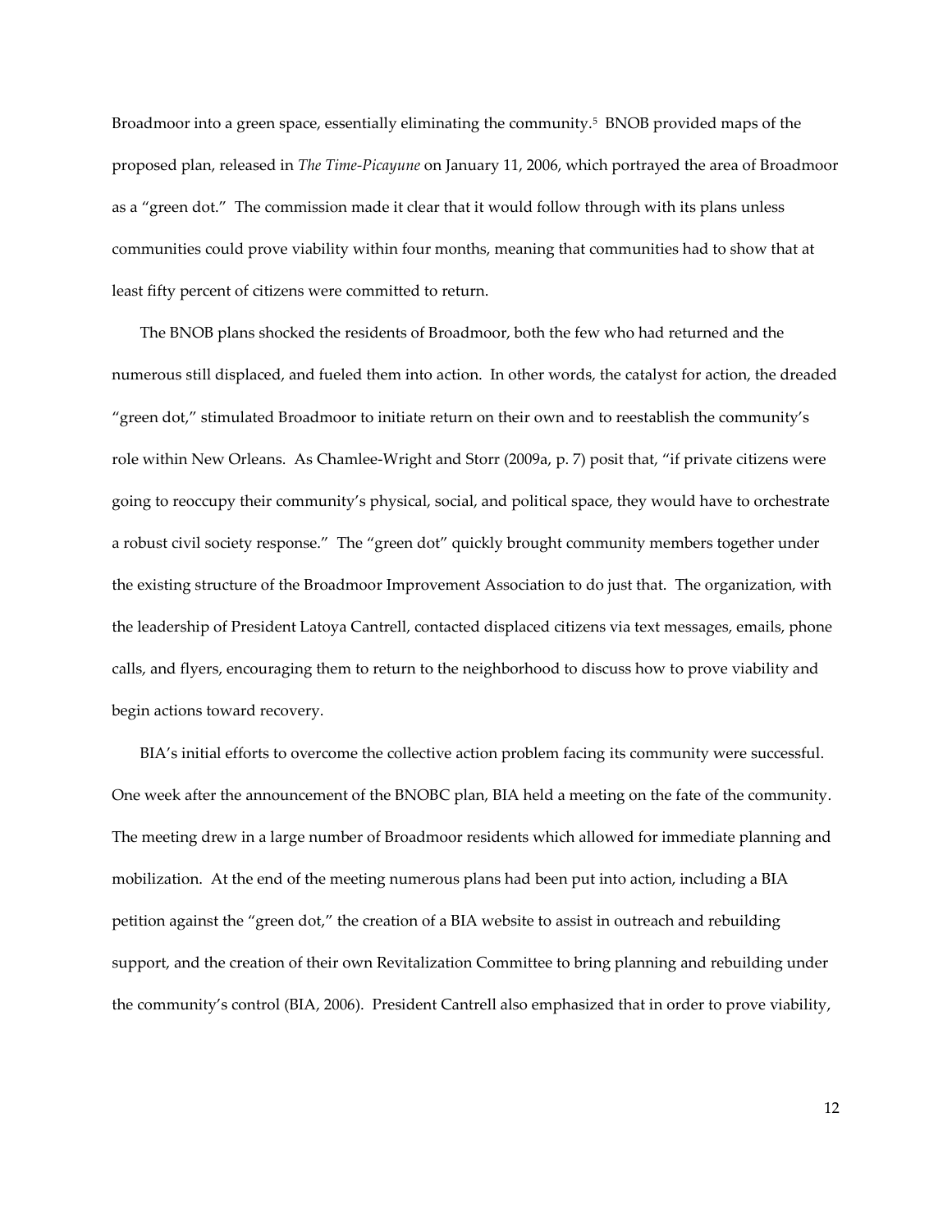Broadmoor into a green space, essentially eliminating the community.[5] BNOB provided maps of the proposed plan, released in *The Time-Picayune* on January 11, 2006, which portrayed the area of Broadmoor as a "green dot." The commission made it clear that it would follow through with its plans unless communities could prove viability within four months, meaning that communities had to show that at least fifty percent of citizens were committed to return.

The BNOB plans shocked the residents of Broadmoor, both the few who had returned and the numerous still displaced, and fueled them into action. In other words, the catalyst for action, the dreaded "green dot," stimulated Broadmoor to initiate return on their own and to reestablish the community's role within New Orleans. As Chamlee-Wright and Storr (2009a, p. 7) posit that, "if private citizens were going to reoccupy their community's physical, social, and political space, they would have to orchestrate a robust civil society response." The "green dot" quickly brought community members together under the existing structure of the Broadmoor Improvement Association to do just that. The organization, with the leadership of President Latoya Cantrell, contacted displaced citizens via text messages, emails, phone calls, and flyers, encouraging them to return to the neighborhood to discuss how to prove viability and begin actions toward recovery.

BIA's initial efforts to overcome the collective action problem facing its community were successful. One week after the announcement of the BNOBC plan, BIA held a meeting on the fate of the community. The meeting drew in a large number of Broadmoor residents which allowed for immediate planning and mobilization. At the end of the meeting numerous plans had been put into action, including a BIA petition against the "green dot," the creation of a BIA website to assist in outreach and rebuilding support, and the creation of their own Revitalization Committee to bring planning and rebuilding under the community's control (BIA, 2006). President Cantrell also emphasized that in order to prove viability,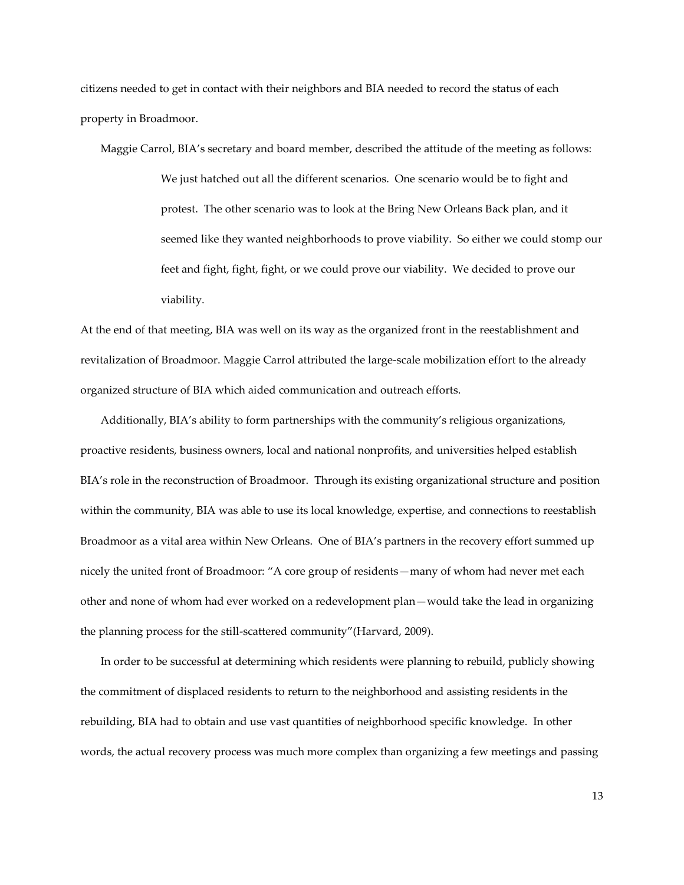citizens needed to get in contact with their neighbors and BIA needed to record the status of each property in Broadmoor.

Maggie Carrol, BIA's secretary and board member, described the attitude of the meeting as follows:

> We just hatched out all the different scenarios. One scenario would be to fight and protest. The other scenario was to look at the Bring New Orleans Back plan, and it seemed like they wanted neighborhoods to prove viability. So either we could stomp our feet and fight, fight, fight, or we could prove our viability. We decided to prove our viability.

At the end of that meeting, BIA was well on its way as the organized front in the reestablishment and revitalization of Broadmoor. Maggie Carrol attributed the large-scale mobilization effort to the already organized structure of BIA which aided communication and outreach efforts.

Additionally, BIA's ability to form partnerships with the community's religious organizations, proactive residents, business owners, local and national nonprofits, and universities helped establish BIA's role in the reconstruction of Broadmoor. Through its existing organizational structure and position within the community, BIA was able to use its local knowledge, expertise, and connections to reestablish Broadmoor as a vital area within New Orleans. One of BIA's partners in the recovery effort summed up nicely the united front of Broadmoor: "A core group of residents—many of whom had never met each other and none of whom had ever worked on a redevelopment plan—would take the lead in organizing the planning process for the still-scattered community"(Harvard, 2009).

In order to be successful at determining which residents were planning to rebuild, publicly showing the commitment of displaced residents to return to the neighborhood and assisting residents in the rebuilding, BIA had to obtain and use vast quantities of neighborhood specific knowledge. In other words, the actual recovery process was much more complex than organizing a few meetings and passing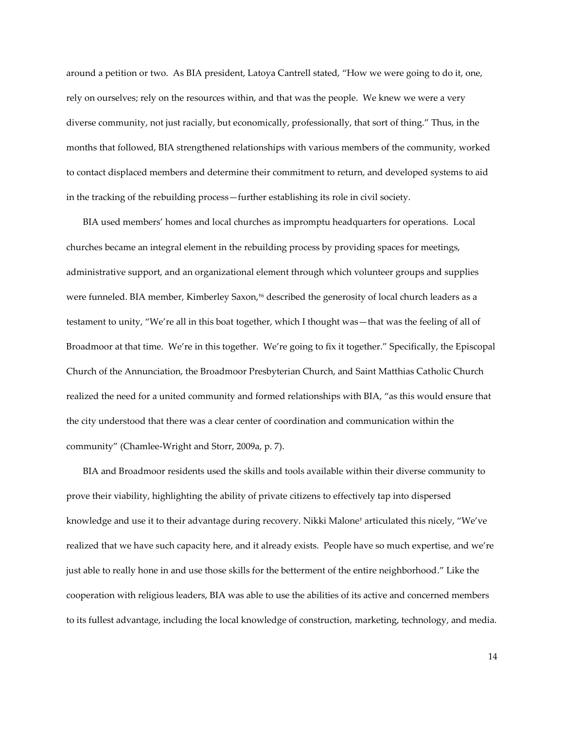around a petition or two. As BIA president, Latoya Cantrell stated, "How we were going to do it, one, rely on ourselves; rely on the resources within, and that was the people. We knew we were a very diverse community, not just racially, but economically, professionally, that sort of thing." Thus, in the months that followed, BIA strengthened relationships with various members of the community, worked to contact displaced members and determine their commitment to return, and developed systems to aid in the tracking of the rebuilding process—further establishing its role in civil society.

BIA used members' homes and local churches as impromptu headquarters for operations. Local churches became an integral element in the rebuilding process by providing spaces for meetings, administrative support, and an organizational element through which volunteer groups and supplies were funneled. BIA member, Kimberley Saxon,[†6] described the generosity of local church leaders as a testament to unity, "We're all in this boat together, which I thought was—that was the feeling of all of Broadmoor at that time. We're in this together. We're going to fix it together." Specifically, the Episcopal Church of the Annunciation, the Broadmoor Presbyterian Church, and Saint Matthias Catholic Church realized the need for a united community and formed relationships with BIA, "as this would ensure that the city understood that there was a clear center of coordination and communication within the community" (Chamlee-Wright and Storr, 2009a, p. 7).

BIA and Broadmoor residents used the skills and tools available within their diverse community to prove their viability, highlighting the ability of private citizens to effectively tap into dispersed knowledge and use it to their advantage during recovery. Nikki Malone[†] articulated this nicely, "We've realized that we have such capacity here, and it already exists. People have so much expertise, and we're just able to really hone in and use those skills for the betterment of the entire neighborhood." Like the cooperation with religious leaders, BIA was able to use the abilities of its active and concerned members to its fullest advantage, including the local knowledge of construction, marketing, technology, and media.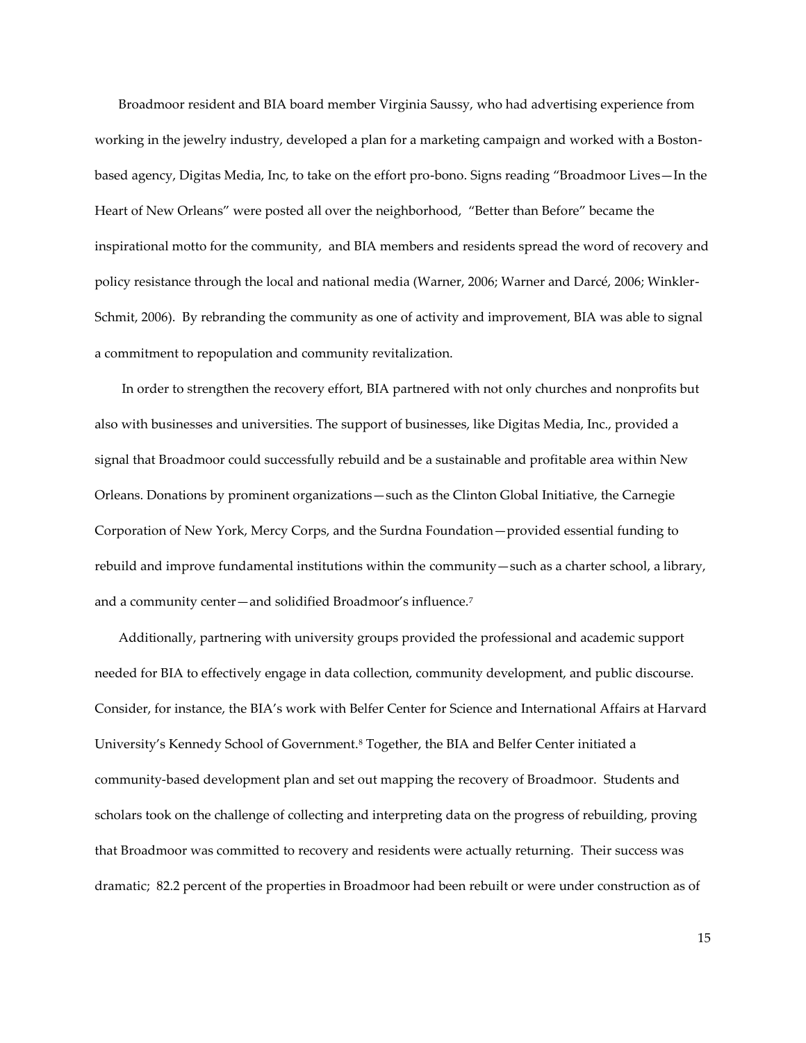Broadmoor resident and BIA board member Virginia Saussy, who had advertising experience from working in the jewelry industry, developed a plan for a marketing campaign and worked with a Boston-based agency, Digitas Media, Inc, to take on the effort pro-bono. Signs reading "Broadmoor Lives—In the Heart of New Orleans" were posted all over the neighborhood, "Better than Before" became the inspirational motto for the community, and BIA members and residents spread the word of recovery and policy resistance through the local and national media (Warner, 2006; Warner and Darcé, 2006; Winkler-Schmit, 2006). By rebranding the community as one of activity and improvement, BIA was able to signal a commitment to repopulation and community revitalization.

In order to strengthen the recovery effort, BIA partnered with not only churches and nonprofits but also with businesses and universities. The support of businesses, like Digitas Media, Inc., provided a signal that Broadmoor could successfully rebuild and be a sustainable and profitable area within New Orleans. Donations by prominent organizations—such as the Clinton Global Initiative, the Carnegie Corporation of New York, Mercy Corps, and the Surdna Foundation—provided essential funding to rebuild and improve fundamental institutions within the community—such as a charter school, a library, and a community center—and solidified Broadmoor's influence.[7]

Additionally, partnering with university groups provided the professional and academic support needed for BIA to effectively engage in data collection, community development, and public discourse. Consider, for instance, the BIA's work with Belfer Center for Science and International Affairs at Harvard University's Kennedy School of Government.[8] Together, the BIA and Belfer Center initiated a community-based development plan and set out mapping the recovery of Broadmoor. Students and scholars took on the challenge of collecting and interpreting data on the progress of rebuilding, proving that Broadmoor was committed to recovery and residents were actually returning. Their success was dramatic; 82.2 percent of the properties in Broadmoor had been rebuilt or were under construction as of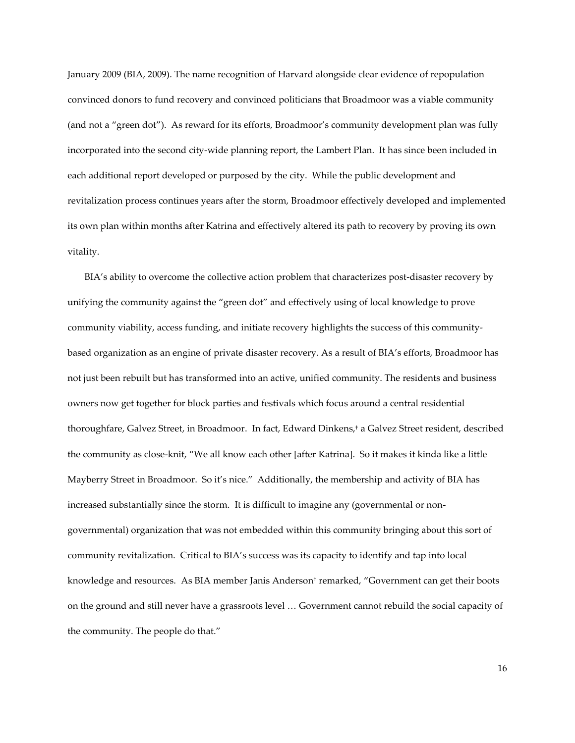January 2009 (BIA, 2009). The name recognition of Harvard alongside clear evidence of repopulation convinced donors to fund recovery and convinced politicians that Broadmoor was a viable community (and not a "green dot"). As reward for its efforts, Broadmoor's community development plan was fully incorporated into the second city-wide planning report, the Lambert Plan. It has since been included in each additional report developed or purposed by the city. While the public development and revitalization process continues years after the storm, Broadmoor effectively developed and implemented its own plan within months after Katrina and effectively altered its path to recovery by proving its own vitality.

BIA's ability to overcome the collective action problem that characterizes post-disaster recovery by unifying the community against the "green dot" and effectively using of local knowledge to prove community viability, access funding, and initiate recovery highlights the success of this community-based organization as an engine of private disaster recovery. As a result of BIA's efforts, Broadmoor has not just been rebuilt but has transformed into an active, unified community. The residents and business owners now get together for block parties and festivals which focus around a central residential thoroughfare, Galvez Street, in Broadmoor. In fact, Edward Dinkens,† a Galvez Street resident, described the community as close-knit, "We all know each other [after Katrina]. So it makes it kinda like a little Mayberry Street in Broadmoor. So it's nice." Additionally, the membership and activity of BIA has increased substantially since the storm. It is difficult to imagine any (governmental or non-governmental) organization that was not embedded within this community bringing about this sort of community revitalization. Critical to BIA's success was its capacity to identify and tap into local knowledge and resources. As BIA member Janis Anderson† remarked, "Government can get their boots on the ground and still never have a grassroots level … Government cannot rebuild the social capacity of the community. The people do that."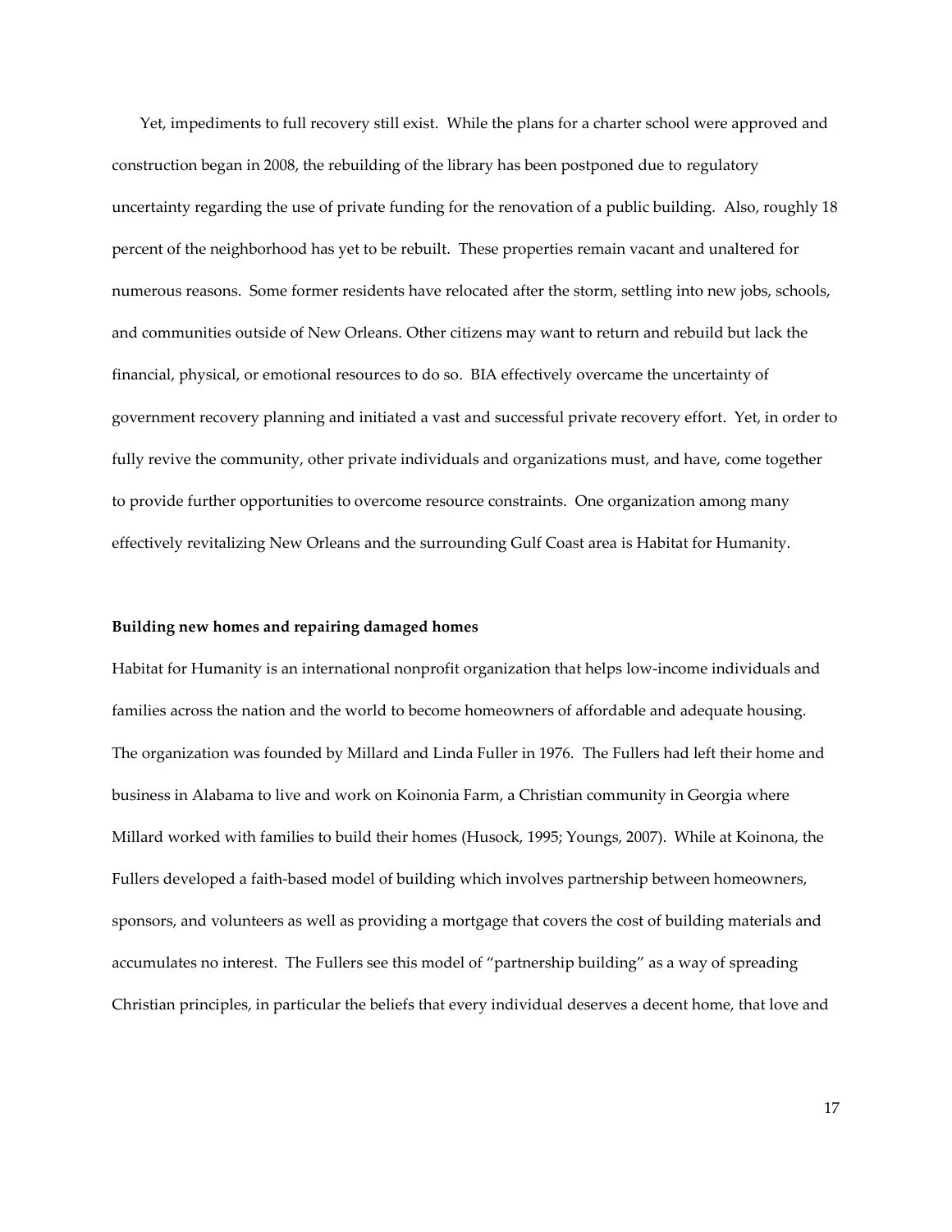Yet, impediments to full recovery still exist. While the plans for a charter school were approved and construction began in 2008, the rebuilding of the library has been postponed due to regulatory uncertainty regarding the use of private funding for the renovation of a public building. Also, roughly 18 percent of the neighborhood has yet to be rebuilt. These properties remain vacant and unaltered for numerous reasons. Some former residents have relocated after the storm, settling into new jobs, schools, and communities outside of New Orleans. Other citizens may want to return and rebuild but lack the financial, physical, or emotional resources to do so. BIA effectively overcame the uncertainty of government recovery planning and initiated a vast and successful private recovery effort. Yet, in order to fully revive the community, other private individuals and organizations must, and have, come together to provide further opportunities to overcome resource constraints. One organization among many effectively revitalizing New Orleans and the surrounding Gulf Coast area is Habitat for Humanity.

**Building new homes and repairing damaged homes**

Habitat for Humanity is an international nonprofit organization that helps low-income individuals and families across the nation and the world to become homeowners of affordable and adequate housing. The organization was founded by Millard and Linda Fuller in 1976. The Fullers had left their home and business in Alabama to live and work on Koinonia Farm, a Christian community in Georgia where Millard worked with families to build their homes (Husock, 1995; Youngs, 2007). While at Koinona, the Fullers developed a faith-based model of building which involves partnership between homeowners, sponsors, and volunteers as well as providing a mortgage that covers the cost of building materials and accumulates no interest. The Fullers see this model of "partnership building" as a way of spreading Christian principles, in particular the beliefs that every individual deserves a decent home, that love and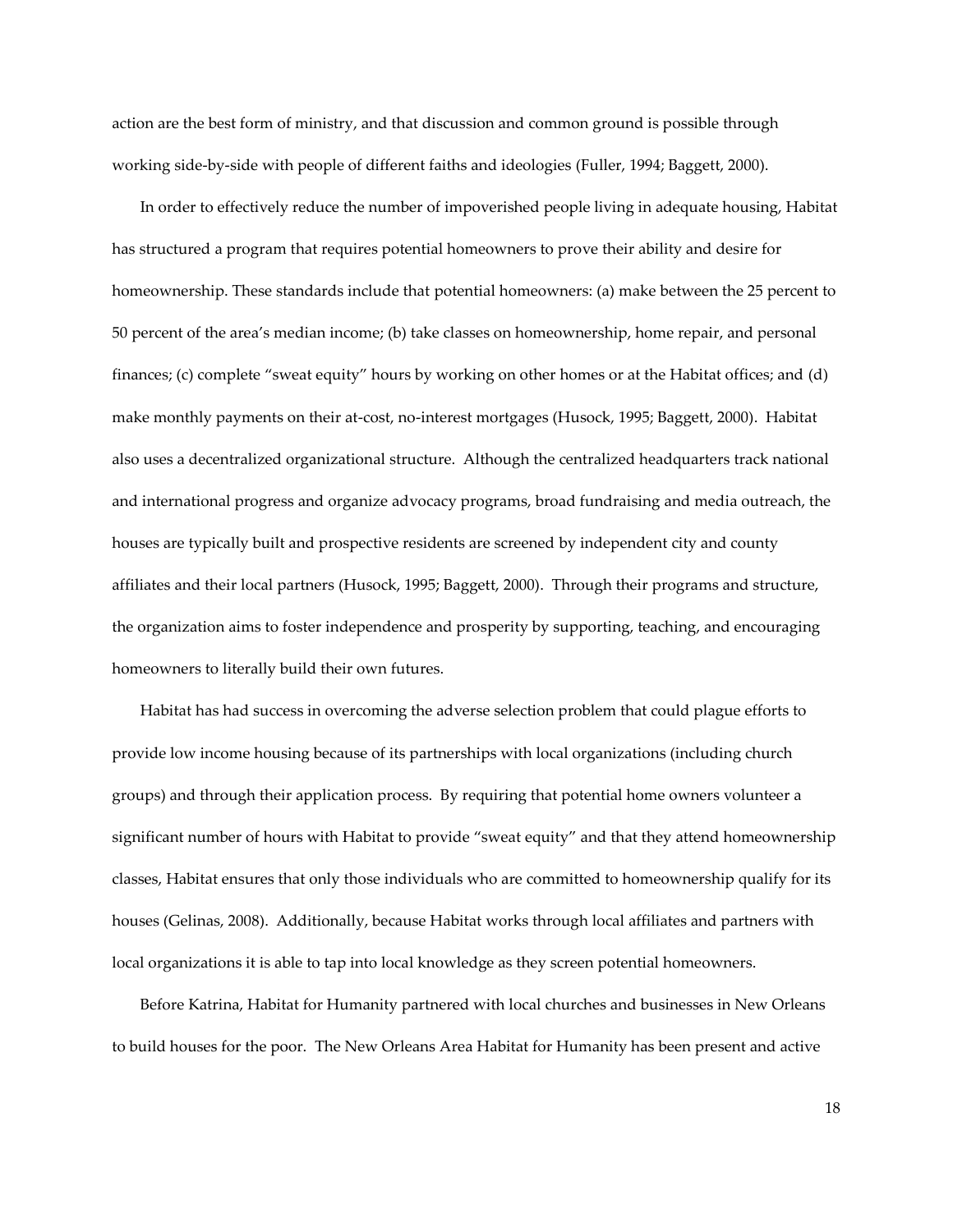action are the best form of ministry, and that discussion and common ground is possible through working side-by-side with people of different faiths and ideologies (Fuller, 1994; Baggett, 2000).

In order to effectively reduce the number of impoverished people living in adequate housing, Habitat has structured a program that requires potential homeowners to prove their ability and desire for homeownership. These standards include that potential homeowners: (a) make between the 25 percent to 50 percent of the area's median income; (b) take classes on homeownership, home repair, and personal finances; (c) complete "sweat equity" hours by working on other homes or at the Habitat offices; and (d) make monthly payments on their at-cost, no-interest mortgages (Husock, 1995; Baggett, 2000). Habitat also uses a decentralized organizational structure. Although the centralized headquarters track national and international progress and organize advocacy programs, broad fundraising and media outreach, the houses are typically built and prospective residents are screened by independent city and county affiliates and their local partners (Husock, 1995; Baggett, 2000). Through their programs and structure, the organization aims to foster independence and prosperity by supporting, teaching, and encouraging homeowners to literally build their own futures.

Habitat has had success in overcoming the adverse selection problem that could plague efforts to provide low income housing because of its partnerships with local organizations (including church groups) and through their application process. By requiring that potential home owners volunteer a significant number of hours with Habitat to provide "sweat equity" and that they attend homeownership classes, Habitat ensures that only those individuals who are committed to homeownership qualify for its houses (Gelinas, 2008). Additionally, because Habitat works through local affiliates and partners with local organizations it is able to tap into local knowledge as they screen potential homeowners.

Before Katrina, Habitat for Humanity partnered with local churches and businesses in New Orleans to build houses for the poor. The New Orleans Area Habitat for Humanity has been present and active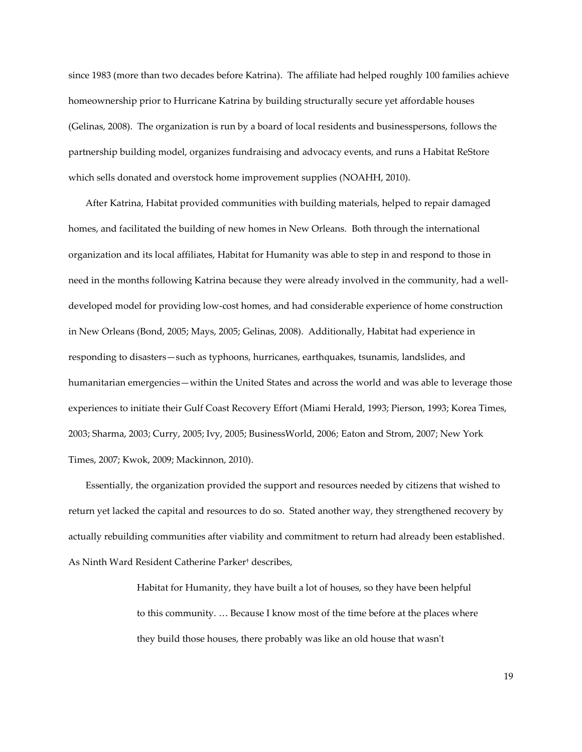since 1983 (more than two decades before Katrina). The affiliate had helped roughly 100 families achieve homeownership prior to Hurricane Katrina by building structurally secure yet affordable houses (Gelinas, 2008). The organization is run by a board of local residents and businesspersons, follows the partnership building model, organizes fundraising and advocacy events, and runs a Habitat ReStore which sells donated and overstock home improvement supplies (NOAHH, 2010).

After Katrina, Habitat provided communities with building materials, helped to repair damaged homes, and facilitated the building of new homes in New Orleans. Both through the international organization and its local affiliates, Habitat for Humanity was able to step in and respond to those in need in the months following Katrina because they were already involved in the community, had a well-developed model for providing low-cost homes, and had considerable experience of home construction in New Orleans (Bond, 2005; Mays, 2005; Gelinas, 2008). Additionally, Habitat had experience in responding to disasters—such as typhoons, hurricanes, earthquakes, tsunamis, landslides, and humanitarian emergencies—within the United States and across the world and was able to leverage those experiences to initiate their Gulf Coast Recovery Effort (Miami Herald, 1993; Pierson, 1993; Korea Times, 2003; Sharma, 2003; Curry, 2005; Ivy, 2005; BusinessWorld, 2006; Eaton and Strom, 2007; New York Times, 2007; Kwok, 2009; Mackinnon, 2010).

Essentially, the organization provided the support and resources needed by citizens that wished to return yet lacked the capital and resources to do so. Stated another way, they strengthened recovery by actually rebuilding communities after viability and commitment to return had already been established. As Ninth Ward Resident Catherine Parker† describes,

> Habitat for Humanity, they have built a lot of houses, so they have been helpful to this community. … Because I know most of the time before at the places where they build those houses, there probably was like an old house that wasn't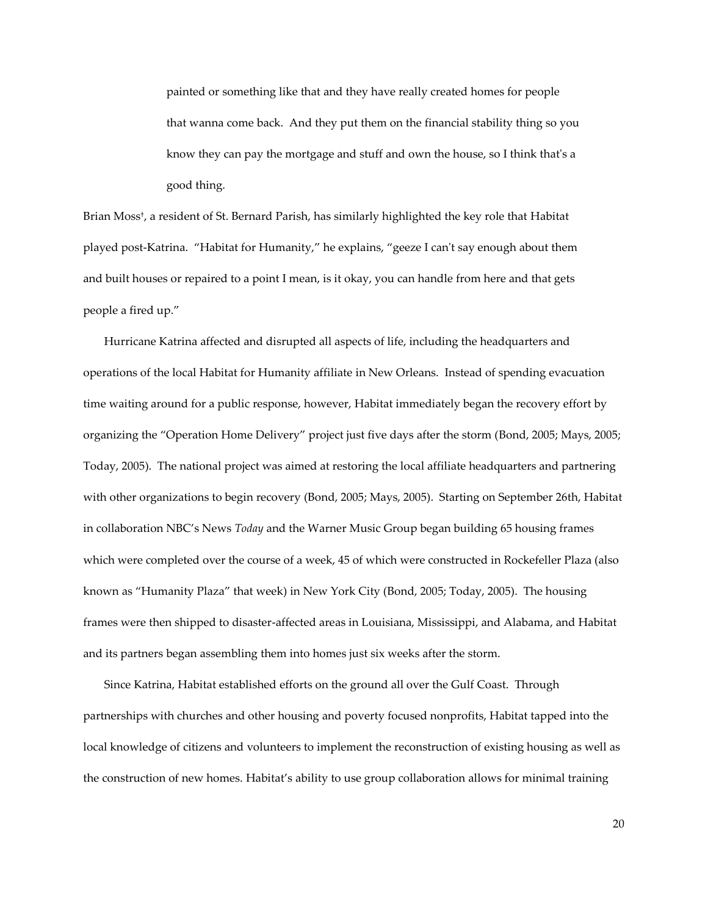> painted or something like that and they have really created homes for people that wanna come back. And they put them on the financial stability thing so you know they can pay the mortgage and stuff and own the house, so I think that's a good thing.

Brian Moss†, a resident of St. Bernard Parish, has similarly highlighted the key role that Habitat played post-Katrina. "Habitat for Humanity," he explains, "geeze I can't say enough about them and built houses or repaired to a point I mean, is it okay, you can handle from here and that gets people a fired up."

Hurricane Katrina affected and disrupted all aspects of life, including the headquarters and operations of the local Habitat for Humanity affiliate in New Orleans. Instead of spending evacuation time waiting around for a public response, however, Habitat immediately began the recovery effort by organizing the "Operation Home Delivery" project just five days after the storm (Bond, 2005; Mays, 2005; Today, 2005). The national project was aimed at restoring the local affiliate headquarters and partnering with other organizations to begin recovery (Bond, 2005; Mays, 2005). Starting on September 26th, Habitat in collaboration NBC's News *Today* and the Warner Music Group began building 65 housing frames which were completed over the course of a week, 45 of which were constructed in Rockefeller Plaza (also known as "Humanity Plaza" that week) in New York City (Bond, 2005; Today, 2005). The housing frames were then shipped to disaster-affected areas in Louisiana, Mississippi, and Alabama, and Habitat and its partners began assembling them into homes just six weeks after the storm.

Since Katrina, Habitat established efforts on the ground all over the Gulf Coast. Through partnerships with churches and other housing and poverty focused nonprofits, Habitat tapped into the local knowledge of citizens and volunteers to implement the reconstruction of existing housing as well as the construction of new homes. Habitat's ability to use group collaboration allows for minimal training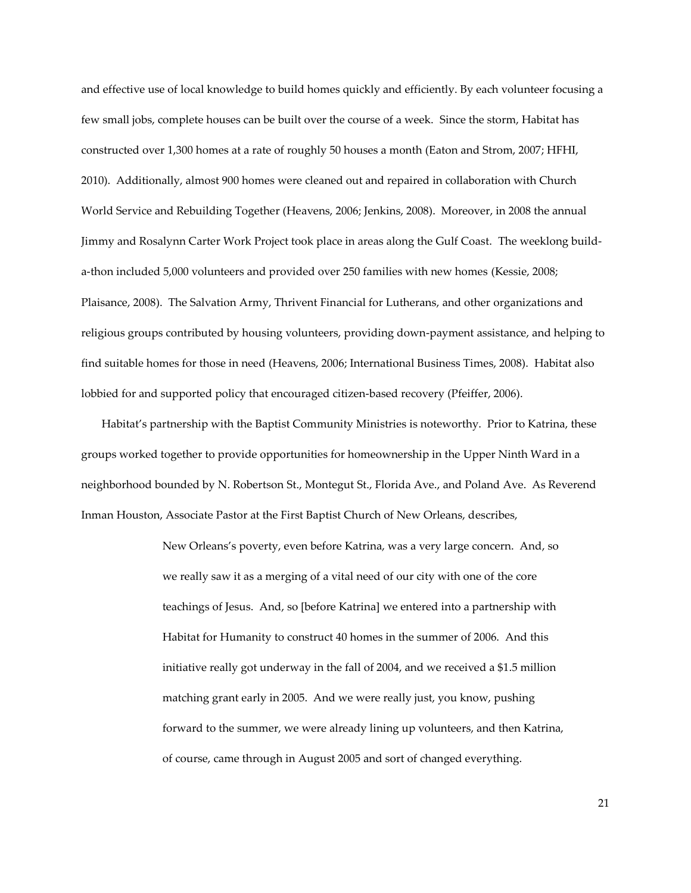and effective use of local knowledge to build homes quickly and efficiently. By each volunteer focusing a few small jobs, complete houses can be built over the course of a week. Since the storm, Habitat has constructed over 1,300 homes at a rate of roughly 50 houses a month (Eaton and Strom, 2007; HFHI, 2010). Additionally, almost 900 homes were cleaned out and repaired in collaboration with Church World Service and Rebuilding Together (Heavens, 2006; Jenkins, 2008). Moreover, in 2008 the annual Jimmy and Rosalynn Carter Work Project took place in areas along the Gulf Coast. The weeklong build-a-thon included 5,000 volunteers and provided over 250 families with new homes (Kessie, 2008; Plaisance, 2008). The Salvation Army, Thrivent Financial for Lutherans, and other organizations and religious groups contributed by housing volunteers, providing down-payment assistance, and helping to find suitable homes for those in need (Heavens, 2006; International Business Times, 2008). Habitat also lobbied for and supported policy that encouraged citizen-based recovery (Pfeiffer, 2006).

Habitat's partnership with the Baptist Community Ministries is noteworthy. Prior to Katrina, these groups worked together to provide opportunities for homeownership in the Upper Ninth Ward in a neighborhood bounded by N. Robertson St., Montegut St., Florida Ave., and Poland Ave. As Reverend Inman Houston, Associate Pastor at the First Baptist Church of New Orleans, describes,

> New Orleans's poverty, even before Katrina, was a very large concern. And, so we really saw it as a merging of a vital need of our city with one of the core teachings of Jesus. And, so [before Katrina] we entered into a partnership with Habitat for Humanity to construct 40 homes in the summer of 2006. And this initiative really got underway in the fall of 2004, and we received a $1.5 million matching grant early in 2005. And we were really just, you know, pushing forward to the summer, we were already lining up volunteers, and then Katrina, of course, came through in August 2005 and sort of changed everything.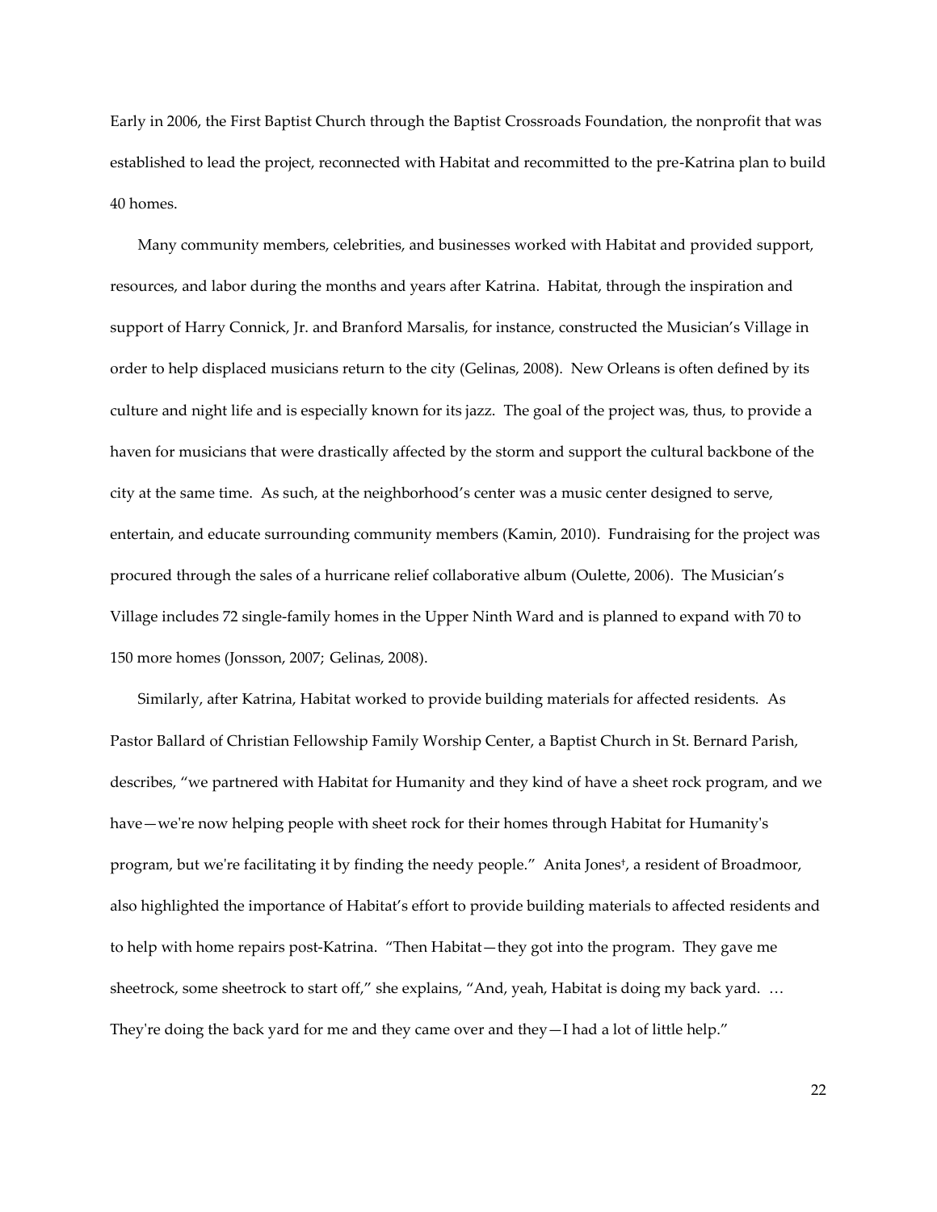Early in 2006, the First Baptist Church through the Baptist Crossroads Foundation, the nonprofit that was established to lead the project, reconnected with Habitat and recommitted to the pre-Katrina plan to build 40 homes.

Many community members, celebrities, and businesses worked with Habitat and provided support, resources, and labor during the months and years after Katrina. Habitat, through the inspiration and support of Harry Connick, Jr. and Branford Marsalis, for instance, constructed the Musician's Village in order to help displaced musicians return to the city (Gelinas, 2008). New Orleans is often defined by its culture and night life and is especially known for its jazz. The goal of the project was, thus, to provide a haven for musicians that were drastically affected by the storm and support the cultural backbone of the city at the same time. As such, at the neighborhood's center was a music center designed to serve, entertain, and educate surrounding community members (Kamin, 2010). Fundraising for the project was procured through the sales of a hurricane relief collaborative album (Oulette, 2006). The Musician's Village includes 72 single-family homes in the Upper Ninth Ward and is planned to expand with 70 to 150 more homes (Jonsson, 2007; Gelinas, 2008).

Similarly, after Katrina, Habitat worked to provide building materials for affected residents. As Pastor Ballard of Christian Fellowship Family Worship Center, a Baptist Church in St. Bernard Parish, describes, "we partnered with Habitat for Humanity and they kind of have a sheet rock program, and we have—we're now helping people with sheet rock for their homes through Habitat for Humanity's program, but we're facilitating it by finding the needy people." Anita Jones†, a resident of Broadmoor, also highlighted the importance of Habitat's effort to provide building materials to affected residents and to help with home repairs post-Katrina. "Then Habitat—they got into the program. They gave me sheetrock, some sheetrock to start off," she explains, "And, yeah, Habitat is doing my back yard. … They're doing the back yard for me and they came over and they—I had a lot of little help."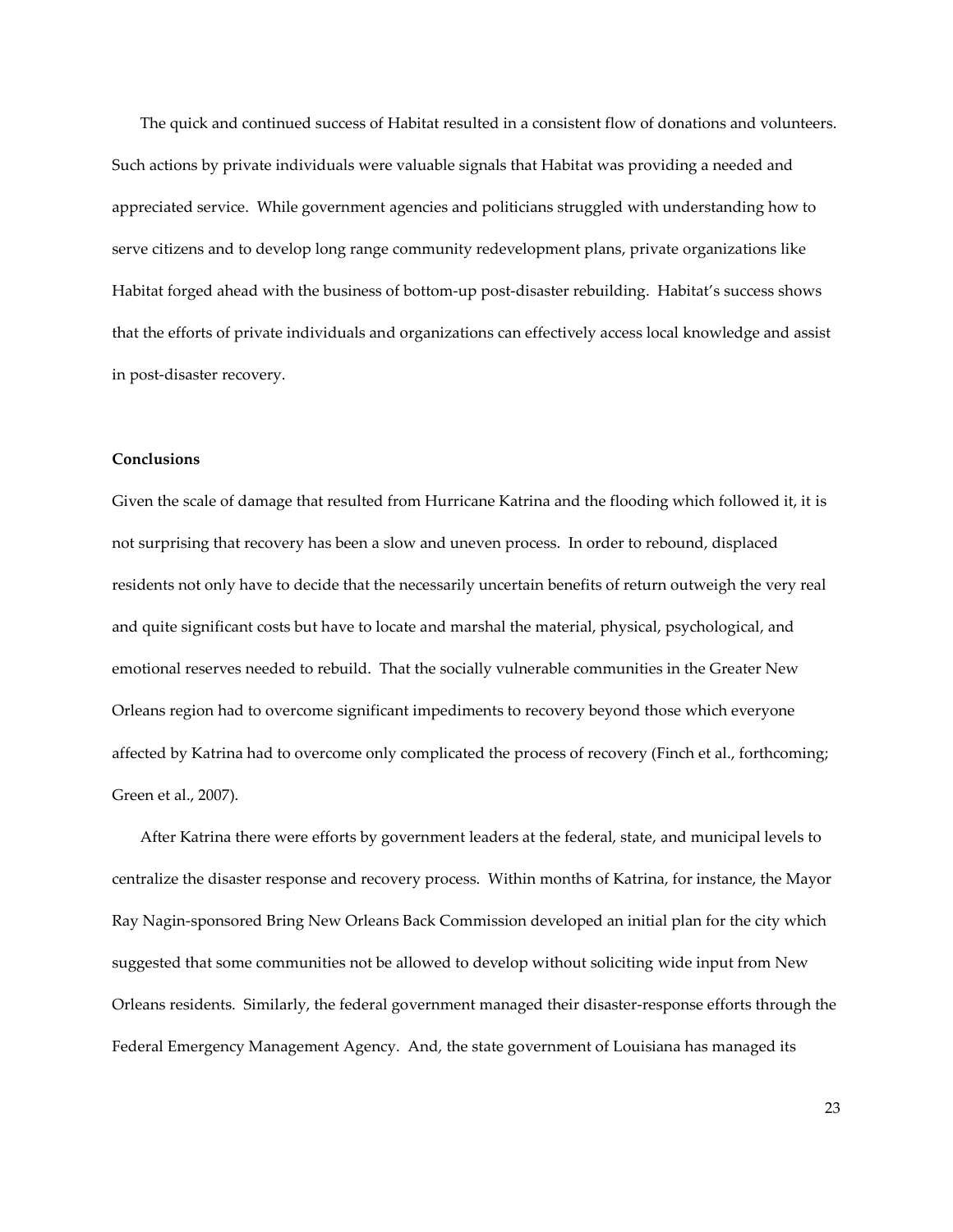The quick and continued success of Habitat resulted in a consistent flow of donations and volunteers. Such actions by private individuals were valuable signals that Habitat was providing a needed and appreciated service. While government agencies and politicians struggled with understanding how to serve citizens and to develop long range community redevelopment plans, private organizations like Habitat forged ahead with the business of bottom-up post-disaster rebuilding. Habitat's success shows that the efforts of private individuals and organizations can effectively access local knowledge and assist in post-disaster recovery.

**Conclusions**

Given the scale of damage that resulted from Hurricane Katrina and the flooding which followed it, it is not surprising that recovery has been a slow and uneven process. In order to rebound, displaced residents not only have to decide that the necessarily uncertain benefits of return outweigh the very real and quite significant costs but have to locate and marshal the material, physical, psychological, and emotional reserves needed to rebuild. That the socially vulnerable communities in the Greater New Orleans region had to overcome significant impediments to recovery beyond those which everyone affected by Katrina had to overcome only complicated the process of recovery (Finch et al., forthcoming; Green et al., 2007).

After Katrina there were efforts by government leaders at the federal, state, and municipal levels to centralize the disaster response and recovery process. Within months of Katrina, for instance, the Mayor Ray Nagin-sponsored Bring New Orleans Back Commission developed an initial plan for the city which suggested that some communities not be allowed to develop without soliciting wide input from New Orleans residents. Similarly, the federal government managed their disaster-response efforts through the Federal Emergency Management Agency. And, the state government of Louisiana has managed its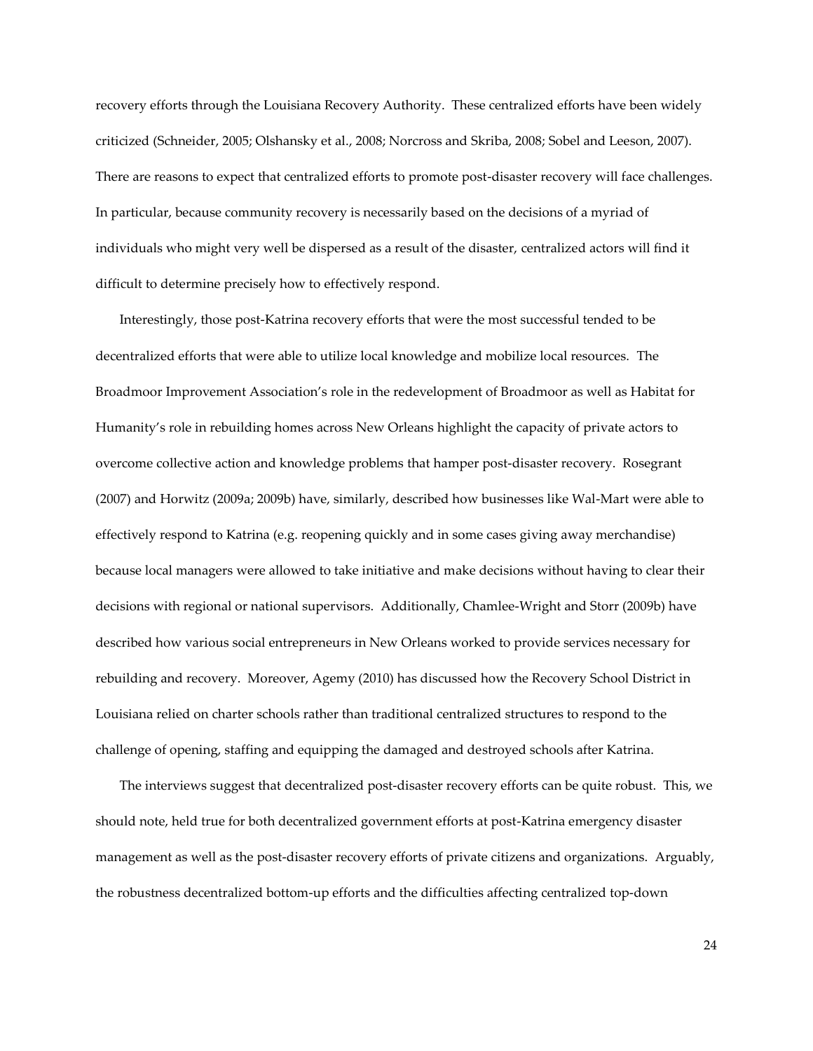recovery efforts through the Louisiana Recovery Authority. These centralized efforts have been widely criticized (Schneider, 2005; Olshansky et al., 2008; Norcross and Skriba, 2008; Sobel and Leeson, 2007). There are reasons to expect that centralized efforts to promote post-disaster recovery will face challenges. In particular, because community recovery is necessarily based on the decisions of a myriad of individuals who might very well be dispersed as a result of the disaster, centralized actors will find it difficult to determine precisely how to effectively respond.

Interestingly, those post-Katrina recovery efforts that were the most successful tended to be decentralized efforts that were able to utilize local knowledge and mobilize local resources. The Broadmoor Improvement Association's role in the redevelopment of Broadmoor as well as Habitat for Humanity's role in rebuilding homes across New Orleans highlight the capacity of private actors to overcome collective action and knowledge problems that hamper post-disaster recovery. Rosegrant (2007) and Horwitz (2009a; 2009b) have, similarly, described how businesses like Wal-Mart were able to effectively respond to Katrina (e.g. reopening quickly and in some cases giving away merchandise) because local managers were allowed to take initiative and make decisions without having to clear their decisions with regional or national supervisors. Additionally, Chamlee-Wright and Storr (2009b) have described how various social entrepreneurs in New Orleans worked to provide services necessary for rebuilding and recovery. Moreover, Agemy (2010) has discussed how the Recovery School District in Louisiana relied on charter schools rather than traditional centralized structures to respond to the challenge of opening, staffing and equipping the damaged and destroyed schools after Katrina.

The interviews suggest that decentralized post-disaster recovery efforts can be quite robust. This, we should note, held true for both decentralized government efforts at post-Katrina emergency disaster management as well as the post-disaster recovery efforts of private citizens and organizations. Arguably, the robustness decentralized bottom-up efforts and the difficulties affecting centralized top-down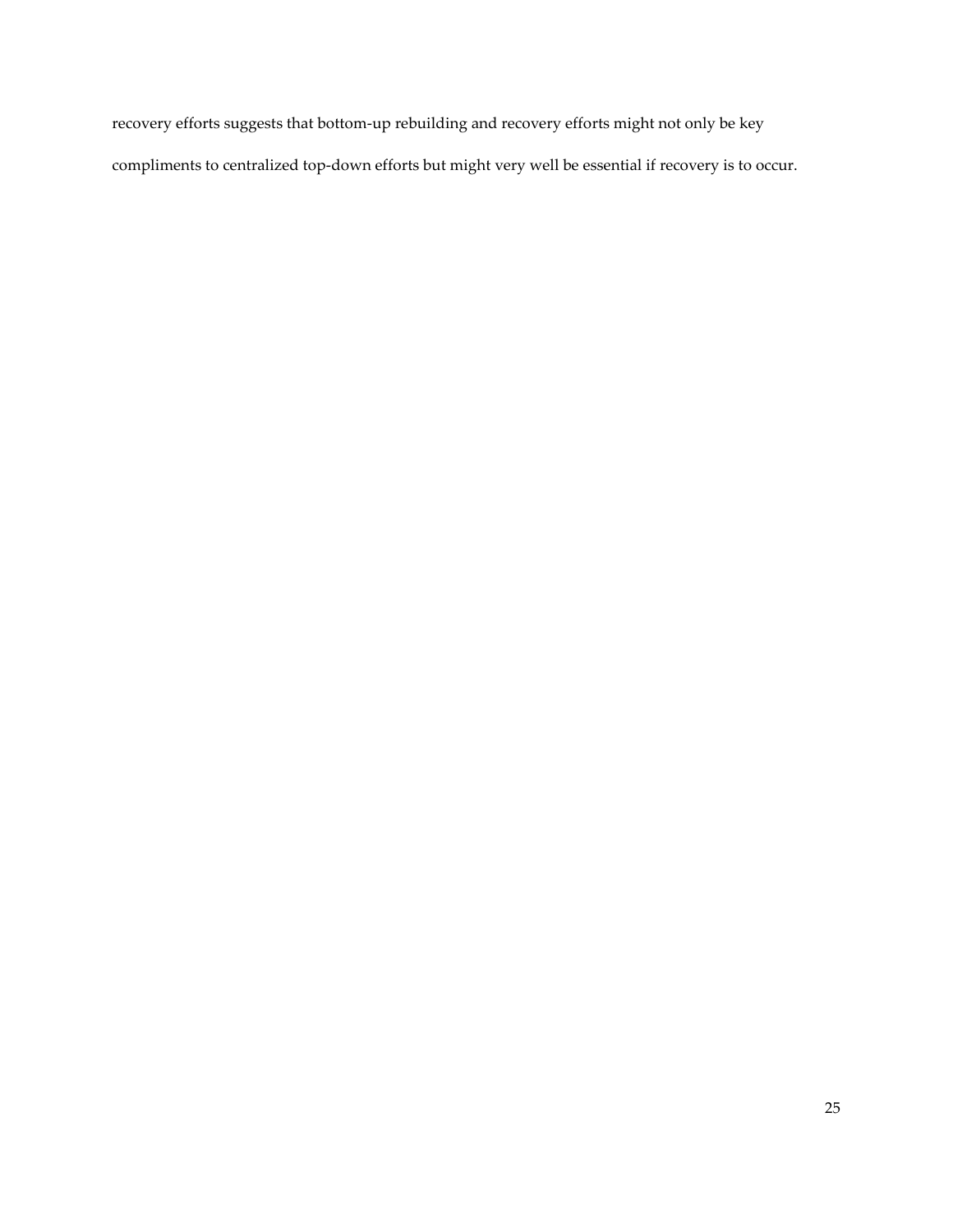recovery efforts suggests that bottom-up rebuilding and recovery efforts might not only be key compliments to centralized top-down efforts but might very well be essential if recovery is to occur.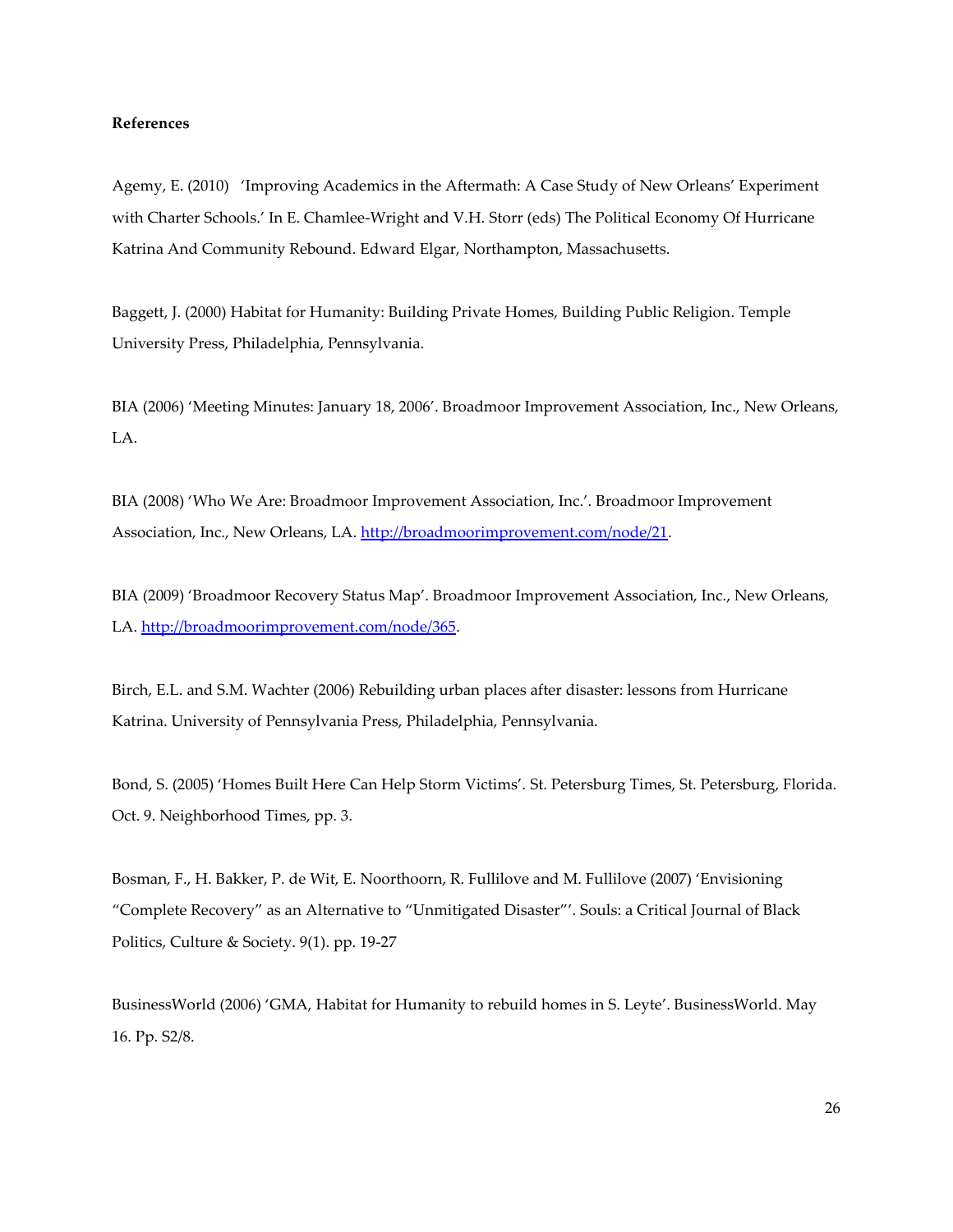**References**

Agemy, E. (2010) 'Improving Academics in the Aftermath: A Case Study of New Orleans' Experiment with Charter Schools.' In E. Chamlee-Wright and V.H. Storr (eds) The Political Economy Of Hurricane Katrina And Community Rebound. Edward Elgar, Northampton, Massachusetts.

Baggett, J. (2000) Habitat for Humanity: Building Private Homes, Building Public Religion. Temple University Press, Philadelphia, Pennsylvania.

BIA (2006) 'Meeting Minutes: January 18, 2006'. Broadmoor Improvement Association, Inc., New Orleans, LA.

BIA (2008) 'Who We Are: Broadmoor Improvement Association, Inc.'. Broadmoor Improvement Association, Inc., New Orleans, LA. http://broadmoorimprovement.com/node/21.

BIA (2009) 'Broadmoor Recovery Status Map'. Broadmoor Improvement Association, Inc., New Orleans, LA. http://broadmoorimprovement.com/node/365.

Birch, E.L. and S.M. Wachter (2006) Rebuilding urban places after disaster: lessons from Hurricane Katrina. University of Pennsylvania Press, Philadelphia, Pennsylvania.

Bond, S. (2005) 'Homes Built Here Can Help Storm Victims'. St. Petersburg Times, St. Petersburg, Florida. Oct. 9. Neighborhood Times, pp. 3.

Bosman, F., H. Bakker, P. de Wit, E. Noorthoorn, R. Fullilove and M. Fullilove (2007) 'Envisioning "Complete Recovery" as an Alternative to "Unmitigated Disaster"'. Souls: a Critical Journal of Black Politics, Culture & Society. 9(1). pp. 19-27

BusinessWorld (2006) 'GMA, Habitat for Humanity to rebuild homes in S. Leyte'. BusinessWorld. May 16. Pp. S2/8.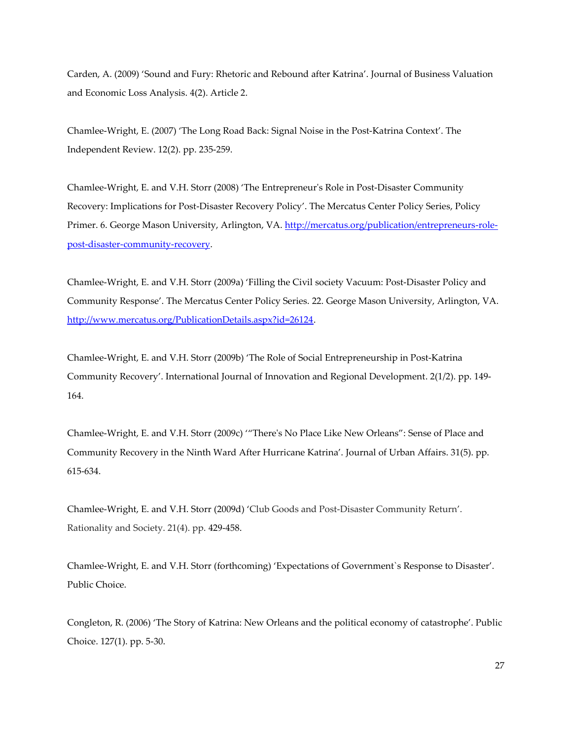Carden, A. (2009) 'Sound and Fury: Rhetoric and Rebound after Katrina'. Journal of Business Valuation and Economic Loss Analysis. 4(2). Article 2.

Chamlee-Wright, E. (2007) 'The Long Road Back: Signal Noise in the Post-Katrina Context'. The Independent Review. 12(2). pp. 235-259.

Chamlee-Wright, E. and V.H. Storr (2008) 'The Entrepreneur's Role in Post-Disaster Community Recovery: Implications for Post-Disaster Recovery Policy'. The Mercatus Center Policy Series, Policy Primer. 6. George Mason University, Arlington, VA. http://mercatus.org/publication/entrepreneurs-role-post-disaster-community-recovery.

Chamlee-Wright, E. and V.H. Storr (2009a) 'Filling the Civil society Vacuum: Post-Disaster Policy and Community Response'. The Mercatus Center Policy Series. 22. George Mason University, Arlington, VA. http://www.mercatus.org/PublicationDetails.aspx?id=26124.

Chamlee-Wright, E. and V.H. Storr (2009b) 'The Role of Social Entrepreneurship in Post-Katrina Community Recovery'. International Journal of Innovation and Regional Development. 2(1/2). pp. 149-164.

Chamlee-Wright, E. and V.H. Storr (2009c) '"There's No Place Like New Orleans": Sense of Place and Community Recovery in the Ninth Ward After Hurricane Katrina'. Journal of Urban Affairs. 31(5). pp. 615-634.

Chamlee-Wright, E. and V.H. Storr (2009d) 'Club Goods and Post-Disaster Community Return'. Rationality and Society. 21(4). pp. 429-458.

Chamlee-Wright, E. and V.H. Storr (forthcoming) 'Expectations of Government`s Response to Disaster'. Public Choice.

Congleton, R. (2006) 'The Story of Katrina: New Orleans and the political economy of catastrophe'. Public Choice. 127(1). pp. 5-30.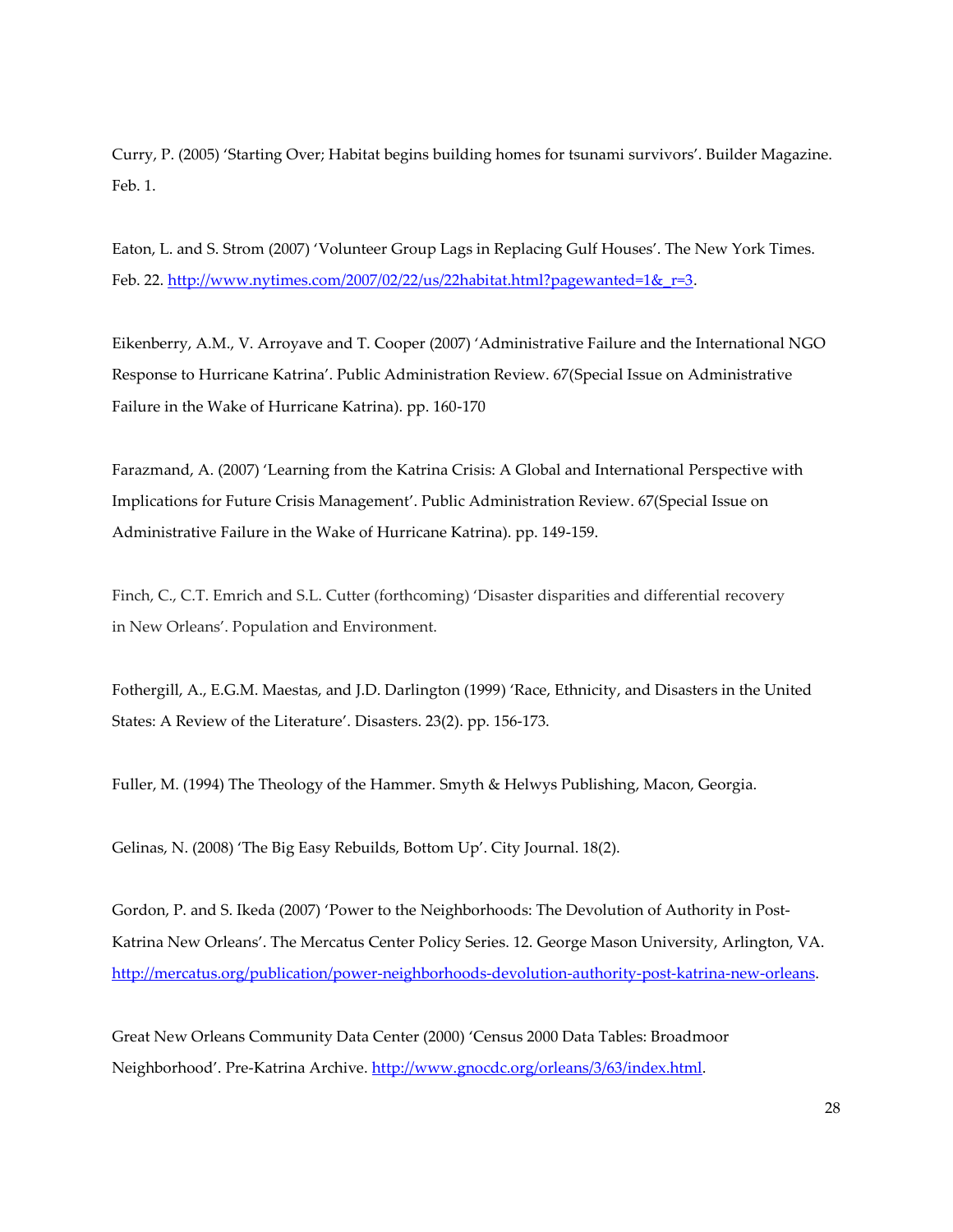Curry, P. (2005) 'Starting Over; Habitat begins building homes for tsunami survivors'. Builder Magazine. Feb. 1.

Eaton, L. and S. Strom (2007) 'Volunteer Group Lags in Replacing Gulf Houses'. The New York Times. Feb. 22. http://www.nytimes.com/2007/02/22/us/22habitat.html?pagewanted=1&_r=3.

Eikenberry, A.M., V. Arroyave and T. Cooper (2007) 'Administrative Failure and the International NGO Response to Hurricane Katrina'. Public Administration Review. 67(Special Issue on Administrative Failure in the Wake of Hurricane Katrina). pp. 160-170

Farazmand, A. (2007) 'Learning from the Katrina Crisis: A Global and International Perspective with Implications for Future Crisis Management'. Public Administration Review. 67(Special Issue on Administrative Failure in the Wake of Hurricane Katrina). pp. 149-159.

Finch, C., C.T. Emrich and S.L. Cutter (forthcoming) 'Disaster disparities and differential recovery in New Orleans'. Population and Environment.

Fothergill, A., E.G.M. Maestas, and J.D. Darlington (1999) 'Race, Ethnicity, and Disasters in the United States: A Review of the Literature'. Disasters. 23(2). pp. 156-173.

Fuller, M. (1994) The Theology of the Hammer. Smyth & Helwys Publishing, Macon, Georgia.

Gelinas, N. (2008) 'The Big Easy Rebuilds, Bottom Up'. City Journal. 18(2).

Gordon, P. and S. Ikeda (2007) 'Power to the Neighborhoods: The Devolution of Authority in Post-Katrina New Orleans'. The Mercatus Center Policy Series. 12. George Mason University, Arlington, VA. http://mercatus.org/publication/power-neighborhoods-devolution-authority-post-katrina-new-orleans.

Great New Orleans Community Data Center (2000) 'Census 2000 Data Tables: Broadmoor Neighborhood'. Pre-Katrina Archive. http://www.gnocdc.org/orleans/3/63/index.html.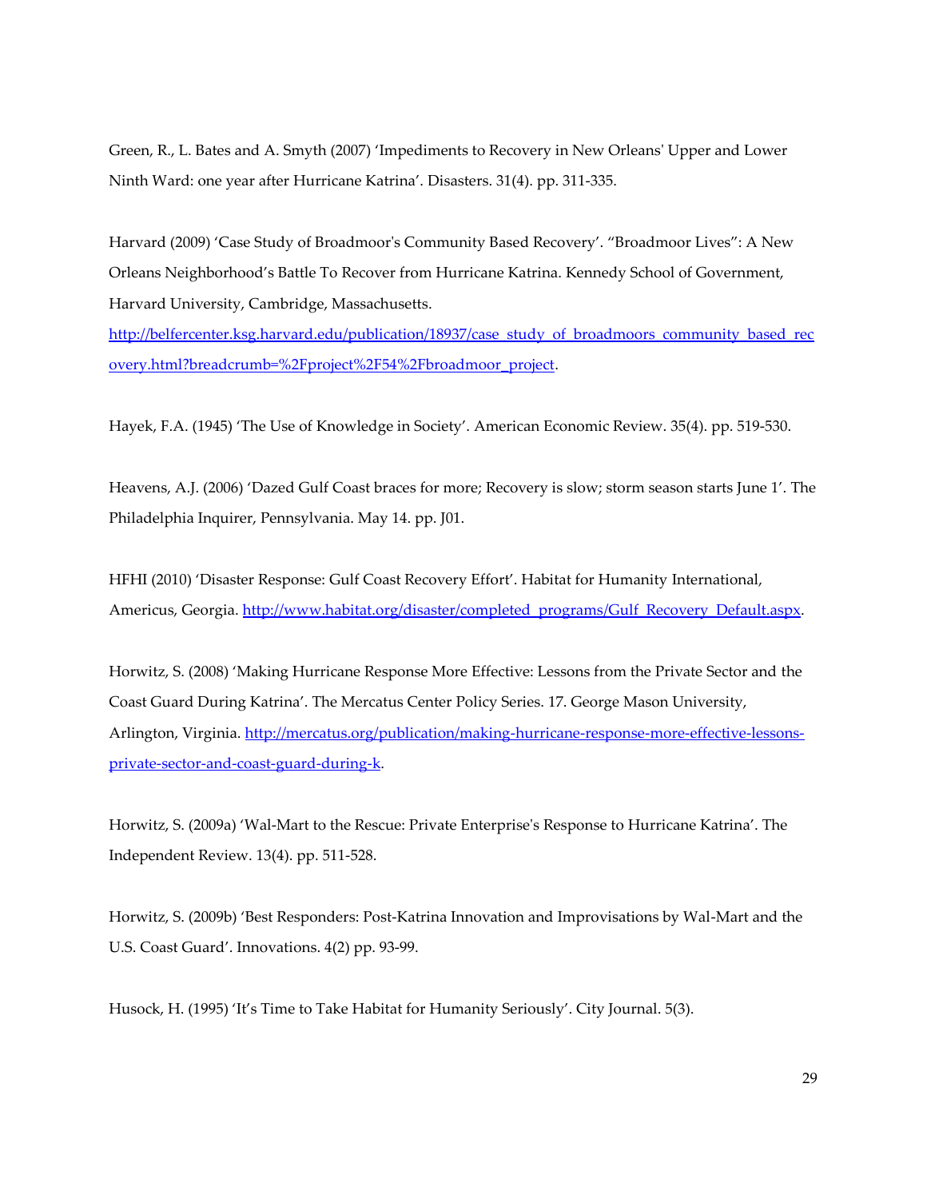Green, R., L. Bates and A. Smyth (2007) 'Impediments to Recovery in New Orleans' Upper and Lower Ninth Ward: one year after Hurricane Katrina'. Disasters. 31(4). pp. 311-335.

Harvard (2009) 'Case Study of Broadmoor's Community Based Recovery'. "Broadmoor Lives": A New Orleans Neighborhood's Battle To Recover from Hurricane Katrina. Kennedy School of Government, Harvard University, Cambridge, Massachusetts. http://belfercenter.ksg.harvard.edu/publication/18937/case_study_of_broadmoors_community_based_recovery.html?breadcrumb=%2Fproject%2F54%2Fbroadmoor_project.

Hayek, F.A. (1945) 'The Use of Knowledge in Society'. American Economic Review. 35(4). pp. 519-530.

Heavens, A.J. (2006) 'Dazed Gulf Coast braces for more; Recovery is slow; storm season starts June 1'. The Philadelphia Inquirer, Pennsylvania. May 14. pp. J01.

HFHI (2010) 'Disaster Response: Gulf Coast Recovery Effort'. Habitat for Humanity International, Americus, Georgia. http://www.habitat.org/disaster/completed_programs/Gulf_Recovery_Default.aspx.

Horwitz, S. (2008) 'Making Hurricane Response More Effective: Lessons from the Private Sector and the Coast Guard During Katrina'. The Mercatus Center Policy Series. 17. George Mason University, Arlington, Virginia. http://mercatus.org/publication/making-hurricane-response-more-effective-lessons-private-sector-and-coast-guard-during-k.

Horwitz, S. (2009a) 'Wal-Mart to the Rescue: Private Enterprise's Response to Hurricane Katrina'. The Independent Review. 13(4). pp. 511-528.

Horwitz, S. (2009b) 'Best Responders: Post-Katrina Innovation and Improvisations by Wal-Mart and the U.S. Coast Guard'. Innovations. 4(2) pp. 93-99.

Husock, H. (1995) 'It's Time to Take Habitat for Humanity Seriously'. City Journal. 5(3).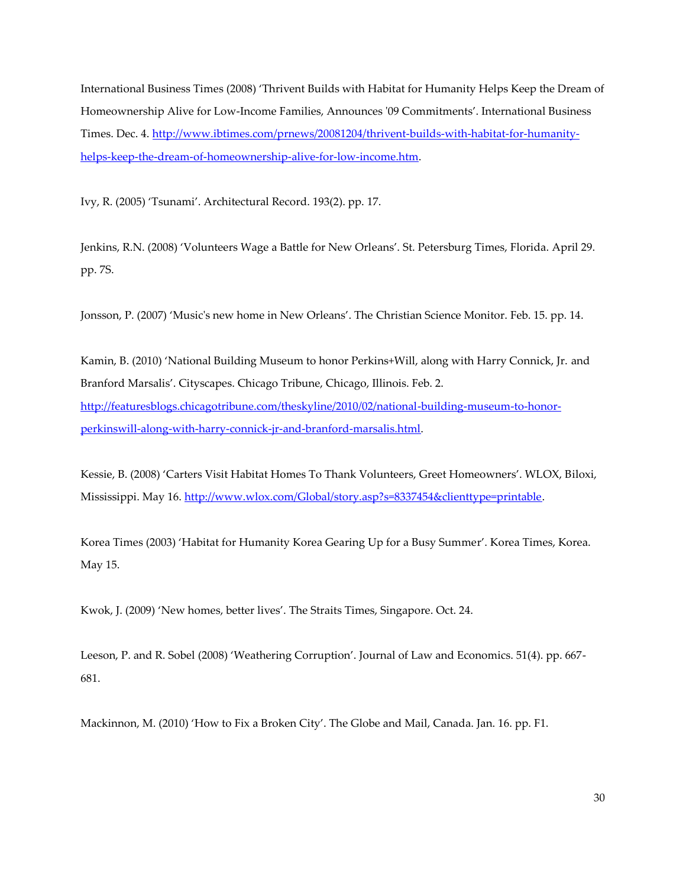International Business Times (2008) 'Thrivent Builds with Habitat for Humanity Helps Keep the Dream of Homeownership Alive for Low-Income Families, Announces '09 Commitments'. International Business Times. Dec. 4. http://www.ibtimes.com/prnews/20081204/thrivent-builds-with-habitat-for-humanity-helps-keep-the-dream-of-homeownership-alive-for-low-income.htm.

Ivy, R. (2005) 'Tsunami'. Architectural Record. 193(2). pp. 17.

Jenkins, R.N. (2008) 'Volunteers Wage a Battle for New Orleans'. St. Petersburg Times, Florida. April 29. pp. 7S.

Jonsson, P. (2007) 'Music's new home in New Orleans'. The Christian Science Monitor. Feb. 15. pp. 14.

Kamin, B. (2010) 'National Building Museum to honor Perkins+Will, along with Harry Connick, Jr. and Branford Marsalis'. Cityscapes. Chicago Tribune, Chicago, Illinois. Feb. 2. http://featuresblogs.chicagotribune.com/theskyline/2010/02/national-building-museum-to-honor-perkinswill-along-with-harry-connick-jr-and-branford-marsalis.html.

Kessie, B. (2008) 'Carters Visit Habitat Homes To Thank Volunteers, Greet Homeowners'. WLOX, Biloxi, Mississippi. May 16. http://www.wlox.com/Global/story.asp?s=8337454&clienttype=printable.

Korea Times (2003) 'Habitat for Humanity Korea Gearing Up for a Busy Summer'. Korea Times, Korea. May 15.

Kwok, J. (2009) 'New homes, better lives'. The Straits Times, Singapore. Oct. 24.

Leeson, P. and R. Sobel (2008) 'Weathering Corruption'. Journal of Law and Economics. 51(4). pp. 667-681.

Mackinnon, M. (2010) 'How to Fix a Broken City'. The Globe and Mail, Canada. Jan. 16. pp. F1.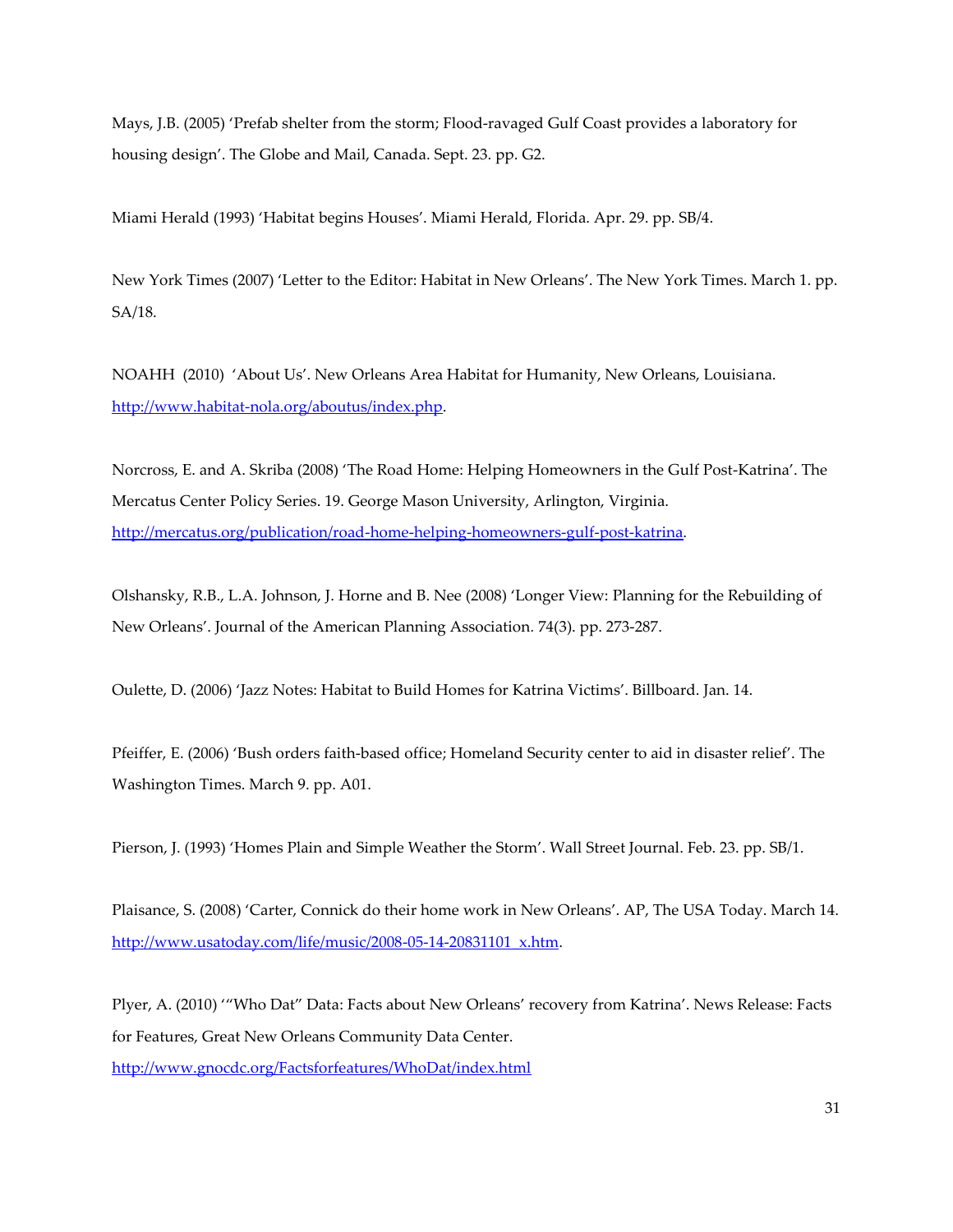Mays, J.B. (2005) 'Prefab shelter from the storm; Flood-ravaged Gulf Coast provides a laboratory for housing design'. The Globe and Mail, Canada. Sept. 23. pp. G2.

Miami Herald (1993) 'Habitat begins Houses'. Miami Herald, Florida. Apr. 29. pp. SB/4.

New York Times (2007) 'Letter to the Editor: Habitat in New Orleans'. The New York Times. March 1. pp. SA/18.

NOAHH (2010) 'About Us'. New Orleans Area Habitat for Humanity, New Orleans, Louisiana. http://www.habitat-nola.org/aboutus/index.php.

Norcross, E. and A. Skriba (2008) 'The Road Home: Helping Homeowners in the Gulf Post-Katrina'. The Mercatus Center Policy Series. 19. George Mason University, Arlington, Virginia. http://mercatus.org/publication/road-home-helping-homeowners-gulf-post-katrina.

Olshansky, R.B., L.A. Johnson, J. Horne and B. Nee (2008) 'Longer View: Planning for the Rebuilding of New Orleans'. Journal of the American Planning Association. 74(3). pp. 273-287.

Oulette, D. (2006) 'Jazz Notes: Habitat to Build Homes for Katrina Victims'. Billboard. Jan. 14.

Pfeiffer, E. (2006) 'Bush orders faith-based office; Homeland Security center to aid in disaster relief'. The Washington Times. March 9. pp. A01.

Pierson, J. (1993) 'Homes Plain and Simple Weather the Storm'. Wall Street Journal. Feb. 23. pp. SB/1.

Plaisance, S. (2008) 'Carter, Connick do their home work in New Orleans'. AP, The USA Today. March 14. http://www.usatoday.com/life/music/2008-05-14-20831101_x.htm.

Plyer, A. (2010) '"Who Dat" Data: Facts about New Orleans' recovery from Katrina'. News Release: Facts for Features, Great New Orleans Community Data Center. http://www.gnocdc.org/Factsforfeatures/WhoDat/index.html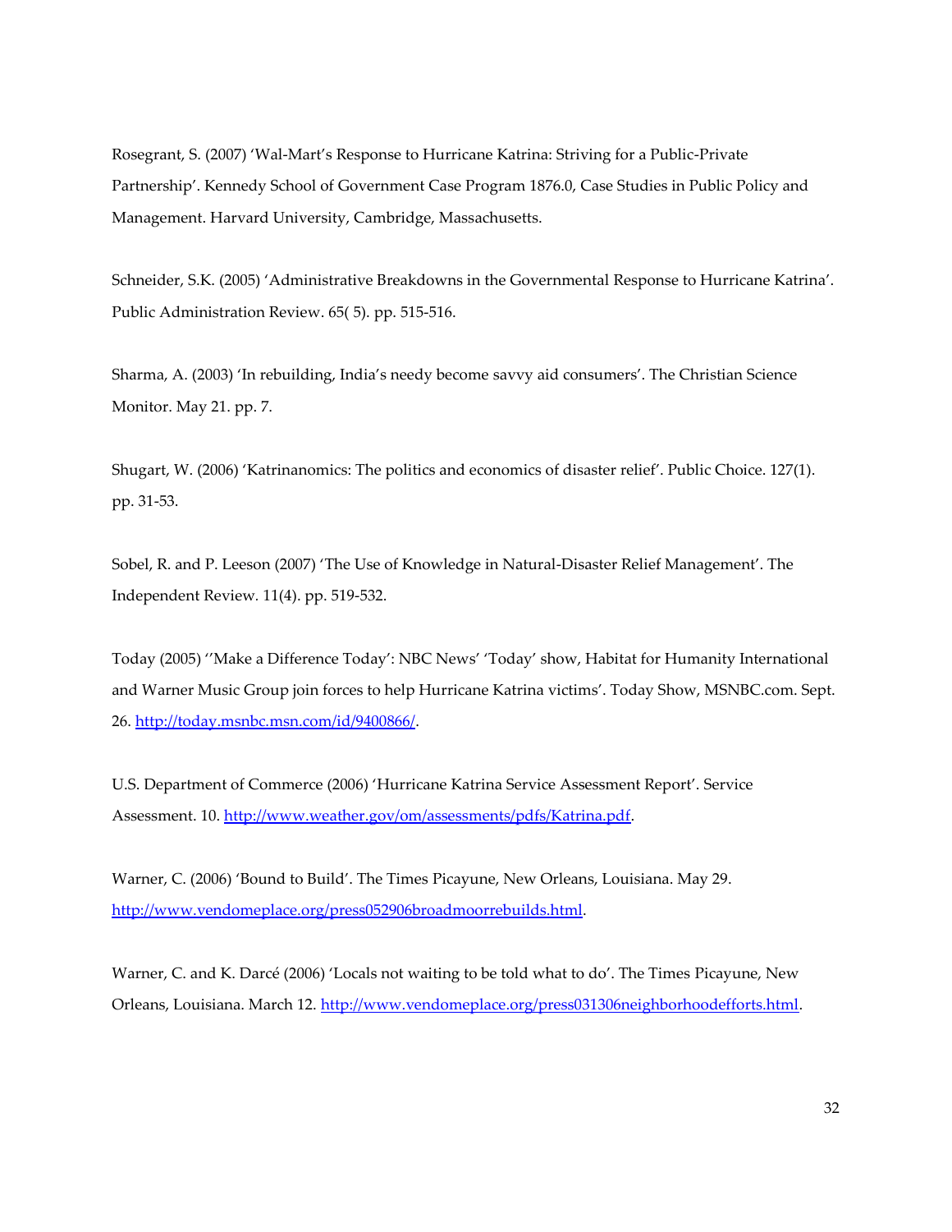Rosegrant, S. (2007) 'Wal-Mart's Response to Hurricane Katrina: Striving for a Public-Private Partnership'. Kennedy School of Government Case Program 1876.0, Case Studies in Public Policy and Management. Harvard University, Cambridge, Massachusetts.

Schneider, S.K. (2005) 'Administrative Breakdowns in the Governmental Response to Hurricane Katrina'. Public Administration Review. 65( 5). pp. 515-516.

Sharma, A. (2003) 'In rebuilding, India's needy become savvy aid consumers'. The Christian Science Monitor. May 21. pp. 7.

Shugart, W. (2006) 'Katrinanomics: The politics and economics of disaster relief'. Public Choice. 127(1). pp. 31-53.

Sobel, R. and P. Leeson (2007) 'The Use of Knowledge in Natural-Disaster Relief Management'. The Independent Review. 11(4). pp. 519-532.

Today (2005) ''Make a Difference Today': NBC News' 'Today' show, Habitat for Humanity International and Warner Music Group join forces to help Hurricane Katrina victims'. Today Show, MSNBC.com. Sept. 26. http://today.msnbc.msn.com/id/9400866/.

U.S. Department of Commerce (2006) 'Hurricane Katrina Service Assessment Report'. Service Assessment. 10. http://www.weather.gov/om/assessments/pdfs/Katrina.pdf.

Warner, C. (2006) 'Bound to Build'. The Times Picayune, New Orleans, Louisiana. May 29. http://www.vendomeplace.org/press052906broadmoorrebuilds.html.

Warner, C. and K. Darcé (2006) 'Locals not waiting to be told what to do'. The Times Picayune, New Orleans, Louisiana. March 12. http://www.vendomeplace.org/press031306neighborhoodefforts.html.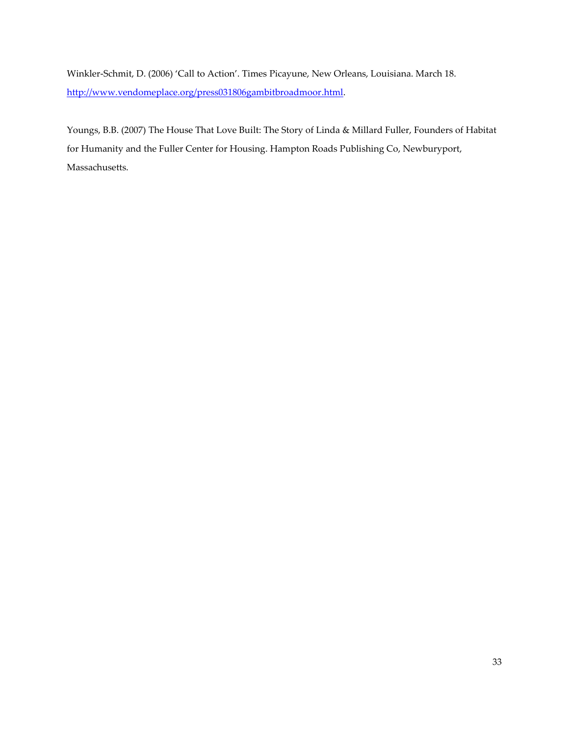Winkler-Schmit, D. (2006) 'Call to Action'. Times Picayune, New Orleans, Louisiana. March 18. [http://www.vendomeplace.org/press031806gambitbroadmoor.html](http://www.vendomeplace.org/press031806gambitbroadmoor.html).

Youngs, B.B. (2007) The House That Love Built: The Story of Linda & Millard Fuller, Founders of Habitat for Humanity and the Fuller Center for Housing. Hampton Roads Publishing Co, Newburyport, Massachusetts.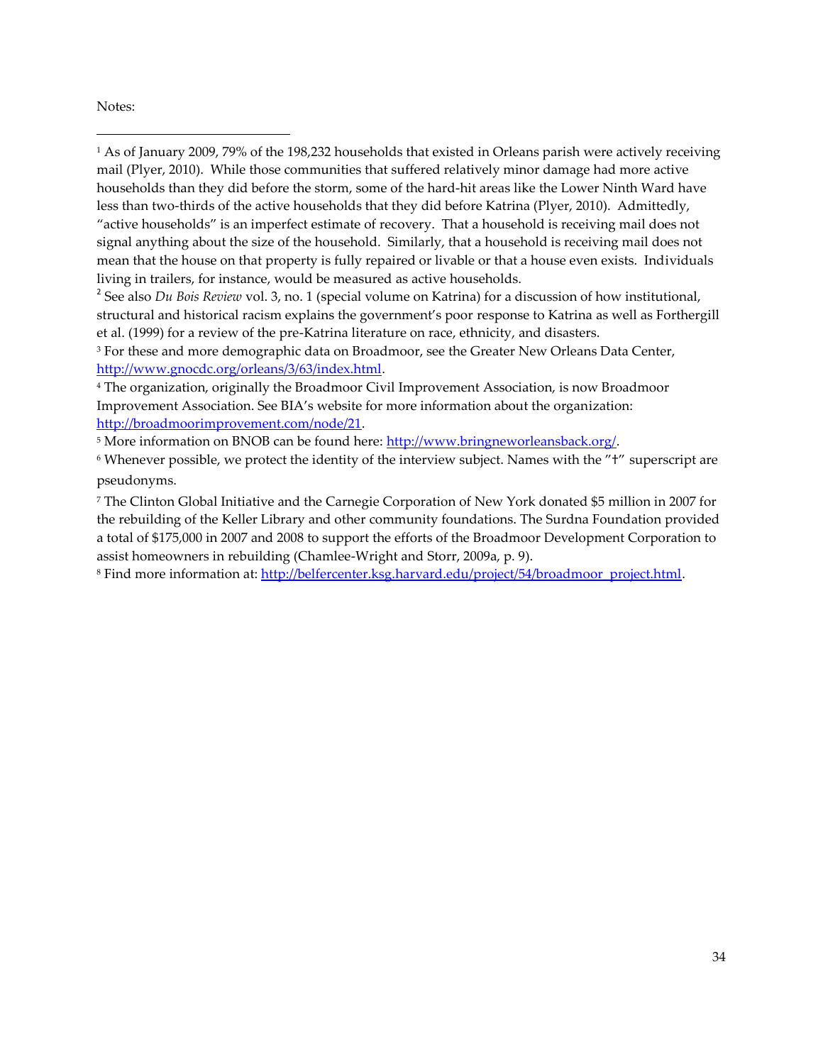Notes:

[1] As of January 2009, 79% of the 198,232 households that existed in Orleans parish were actively receiving mail (Plyer, 2010). While those communities that suffered relatively minor damage had more active households than they did before the storm, some of the hard-hit areas like the Lower Ninth Ward have less than two-thirds of the active households that they did before Katrina (Plyer, 2010). Admittedly, "active households" is an imperfect estimate of recovery. That a household is receiving mail does not signal anything about the size of the household. Similarly, that a household is receiving mail does not mean that the house on that property is fully repaired or livable or that a house even exists. Individuals living in trailers, for instance, would be measured as active households.

[2] See also *Du Bois Review* vol. 3, no. 1 (special volume on Katrina) for a discussion of how institutional, structural and historical racism explains the government's poor response to Katrina as well as Forthergill et al. (1999) for a review of the pre-Katrina literature on race, ethnicity, and disasters.

[3] For these and more demographic data on Broadmoor, see the Greater New Orleans Data Center, http://www.gnocdc.org/orleans/3/63/index.html.

[4] The organization, originally the Broadmoor Civil Improvement Association, is now Broadmoor Improvement Association. See BIA's website for more information about the organization: http://broadmoorimprovement.com/node/21.

[5] More information on BNOB can be found here: http://www.bringneworleansback.org/.

[6] Whenever possible, we protect the identity of the interview subject. Names with the "†" superscript are pseudonyms.

[7] The Clinton Global Initiative and the Carnegie Corporation of New York donated $5 million in 2007 for the rebuilding of the Keller Library and other community foundations. The Surdna Foundation provided a total of $175,000 in 2007 and 2008 to support the efforts of the Broadmoor Development Corporation to assist homeowners in rebuilding (Chamlee-Wright and Storr, 2009a, p. 9).

[8] Find more information at: http://belfercenter.ksg.harvard.edu/project/54/broadmoor_project.html.